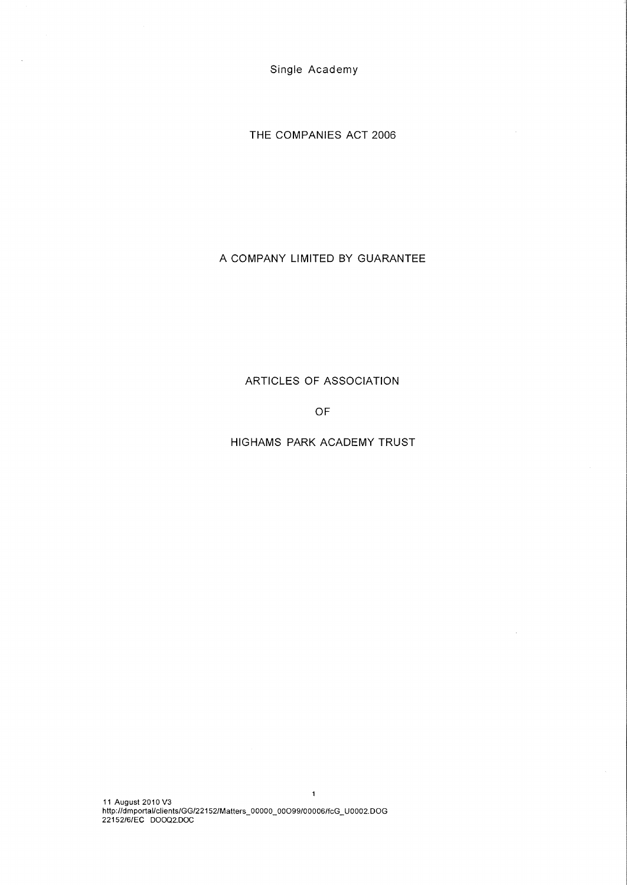Single Academy

THE COMPANIES ACT 2006

A COMPANY LIMITED BY GUARANTEE

# ARTICLES OF ASSOCIATION

OF

# HIGHAMS PARK ACADEMY TRUST

11 August 2010 V3
http://dmportal/clients/GG/22152/Matters_00000_00O99/00006/fcG_U0002.DOG
22152/6/EC DOOQ2.DOC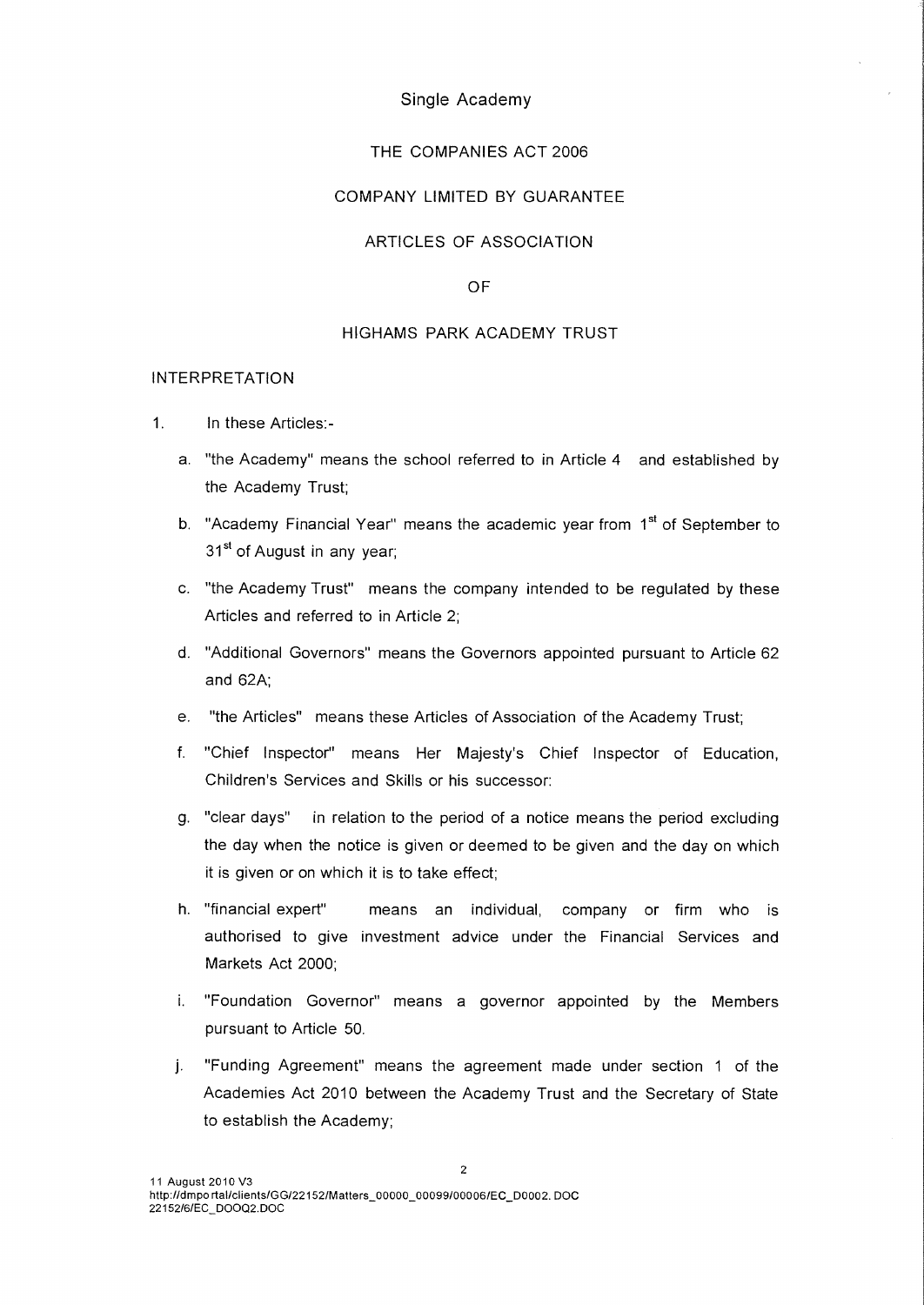Single Academy

THE COMPANIES ACT 2006

COMPANY LIMITED BY GUARANTEE

ARTICLES OF ASSOCIATION

OF

HIGHAMS PARK ACADEMY TRUST

## INTERPRETATION

1. In these Articles:-

   a. "the Academy" means the school referred to in Article 4 and established by the Academy Trust;

   b. "Academy Financial Year" means the academic year from 1st of September to 31st of August in any year;

   c. "the Academy Trust" means the company intended to be regulated by these Articles and referred to in Article 2;

   d. "Additional Governors" means the Governors appointed pursuant to Article 62 and 62A;

   e. "the Articles" means these Articles of Association of the Academy Trust;

   f. "Chief Inspector" means Her Majesty's Chief Inspector of Education, Children's Services and Skills or his successor:

   g. "clear days" in relation to the period of a notice means the period excluding the day when the notice is given or deemed to be given and the day on which it is given or on which it is to take effect;

   h. "financial expert" means an individual, company or firm who is authorised to give investment advice under the Financial Services and Markets Act 2000;

   i. "Foundation Governor" means a governor appointed by the Members pursuant to Article 50.

   j. "Funding Agreement" means the agreement made under section 1 of the Academies Act 2010 between the Academy Trust and the Secretary of State to establish the Academy;

11 August 2010 V3
http://dmportal/clients/GG/22152/Matters_00000_00099/00006/EC_D0002.DOC
22152/6/EC_DOOQ2.DOC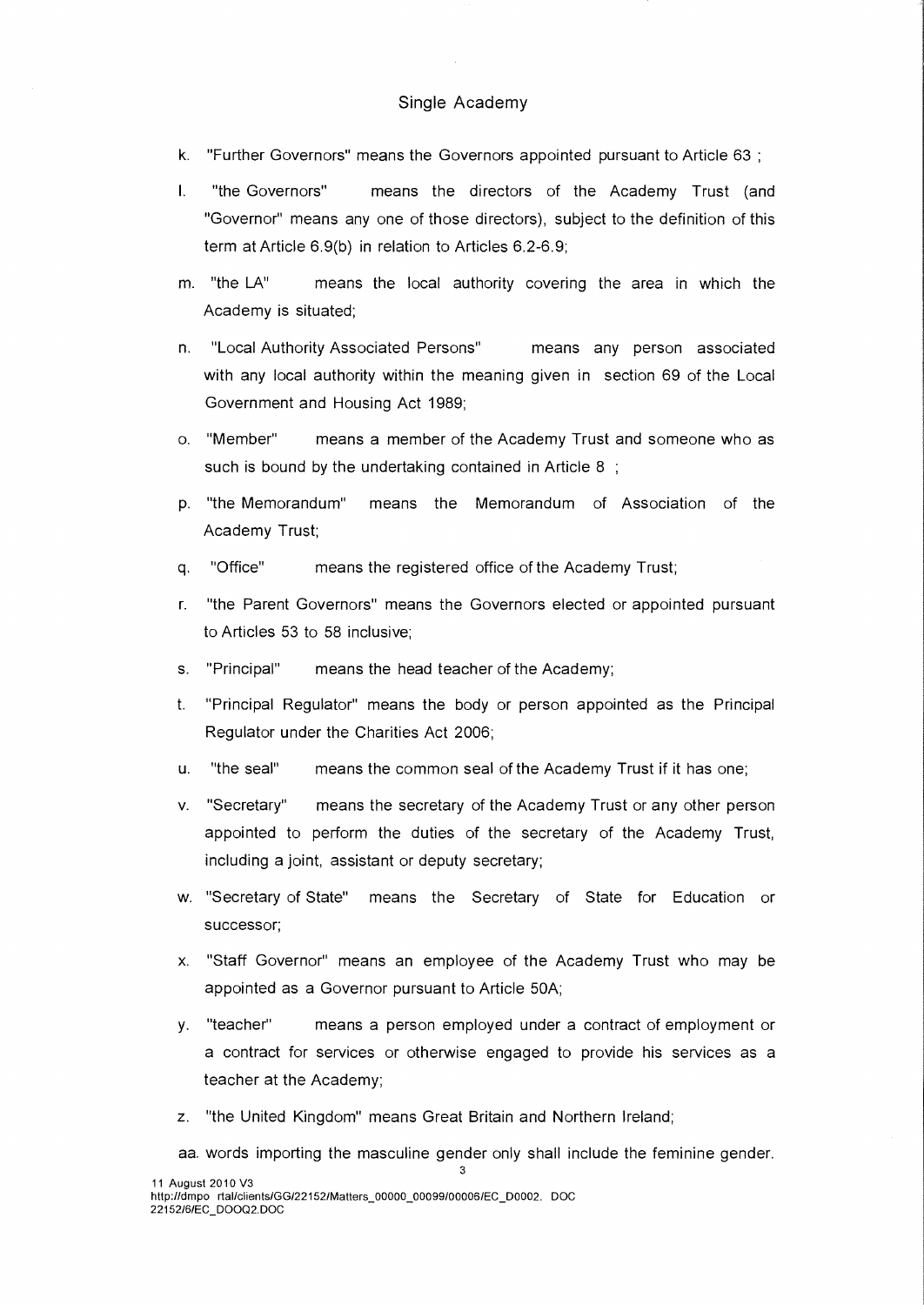k. "Further Governors" means the Governors appointed pursuant to Article 63 ;

l. "the Governors" means the directors of the Academy Trust (and "Governor" means any one of those directors), subject to the definition of this term at Article 6.9(b) in relation to Articles 6.2-6.9;

m. "the LA" means the local authority covering the area in which the Academy is situated;

n. "Local Authority Associated Persons" means any person associated with any local authority within the meaning given in section 69 of the Local Government and Housing Act 1989;

o. "Member" means a member of the Academy Trust and someone who as such is bound by the undertaking contained in Article 8 ;

p. "the Memorandum" means the Memorandum of Association of the Academy Trust;

q. "Office" means the registered office of the Academy Trust;

r. "the Parent Governors" means the Governors elected or appointed pursuant to Articles 53 to 58 inclusive;

s. "Principal" means the head teacher of the Academy;

t. "Principal Regulator" means the body or person appointed as the Principal Regulator under the Charities Act 2006;

u. "the seal" means the common seal of the Academy Trust if it has one;

v. "Secretary" means the secretary of the Academy Trust or any other person appointed to perform the duties of the secretary of the Academy Trust, including a joint, assistant or deputy secretary;

w. "Secretary of State" means the Secretary of State for Education or successor;

x. "Staff Governor" means an employee of the Academy Trust who may be appointed as a Governor pursuant to Article 50A;

y. "teacher" means a person employed under a contract of employment or a contract for services or otherwise engaged to provide his services as a teacher at the Academy;

z. "the United Kingdom" means Great Britain and Northern Ireland;

aa. words importing the masculine gender only shall include the feminine gender.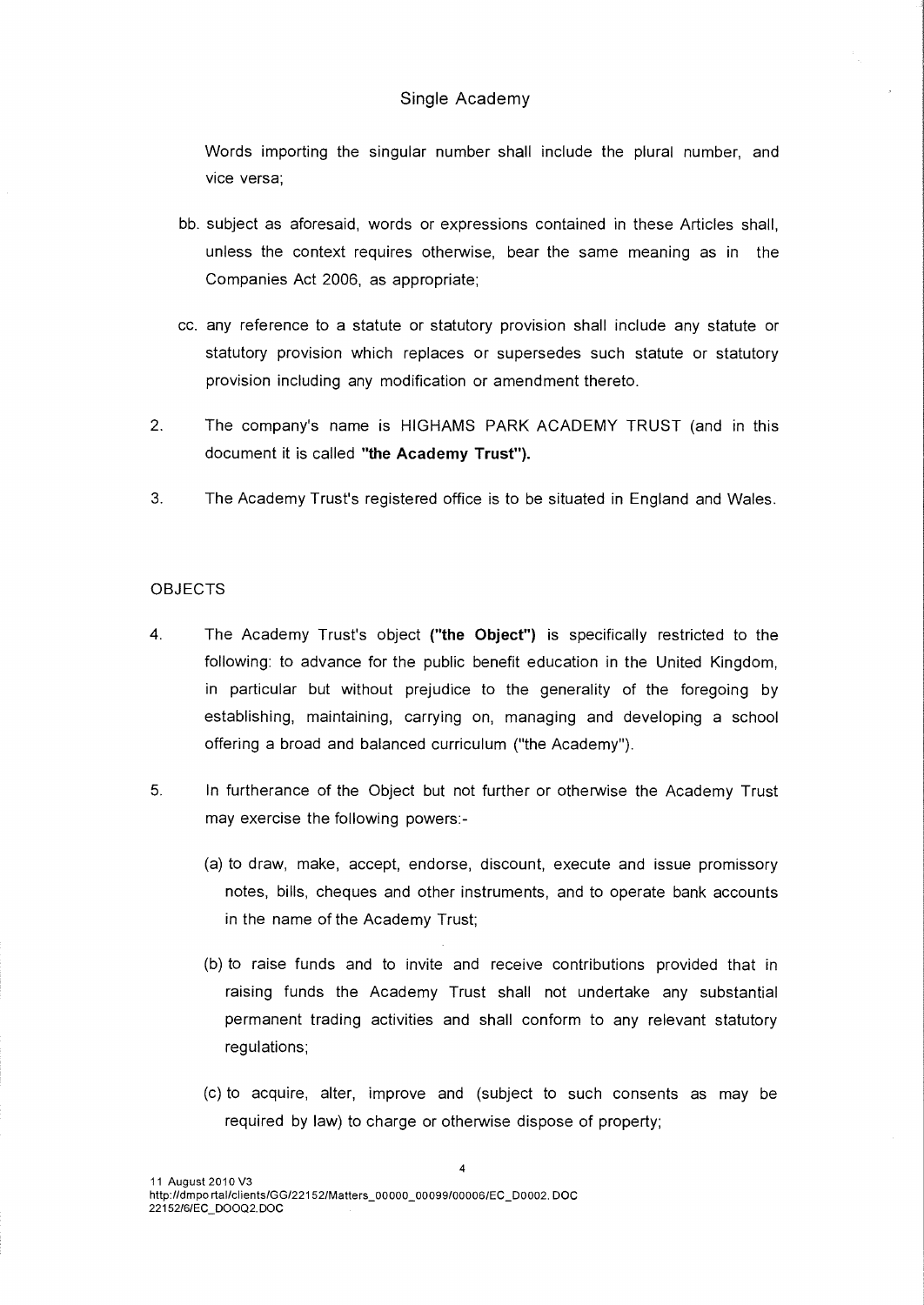Words importing the singular number shall include the plural number, and vice versa;

bb. subject as aforesaid, words or expressions contained in these Articles shall, unless the context requires otherwise, bear the same meaning as in the Companies Act 2006, as appropriate;

cc. any reference to a statute or statutory provision shall include any statute or statutory provision which replaces or supersedes such statute or statutory provision including any modification or amendment thereto.

2. The company's name is HIGHAMS PARK ACADEMY TRUST (and in this document it is called **"the Academy Trust").**

3. The Academy Trust's registered office is to be situated in England and Wales.

## OBJECTS

4. The Academy Trust's object **("the Object")** is specifically restricted to the following: to advance for the public benefit education in the United Kingdom, in particular but without prejudice to the generality of the foregoing by establishing, maintaining, carrying on, managing and developing a school offering a broad and balanced curriculum ("the Academy").

5. In furtherance of the Object but not further or otherwise the Academy Trust may exercise the following powers:-

   (a) to draw, make, accept, endorse, discount, execute and issue promissory notes, bills, cheques and other instruments, and to operate bank accounts in the name of the Academy Trust;

   (b) to raise funds and to invite and receive contributions provided that in raising funds the Academy Trust shall not undertake any substantial permanent trading activities and shall conform to any relevant statutory regulations;

   (c) to acquire, alter, improve and (subject to such consents as may be required by law) to charge or otherwise dispose of property;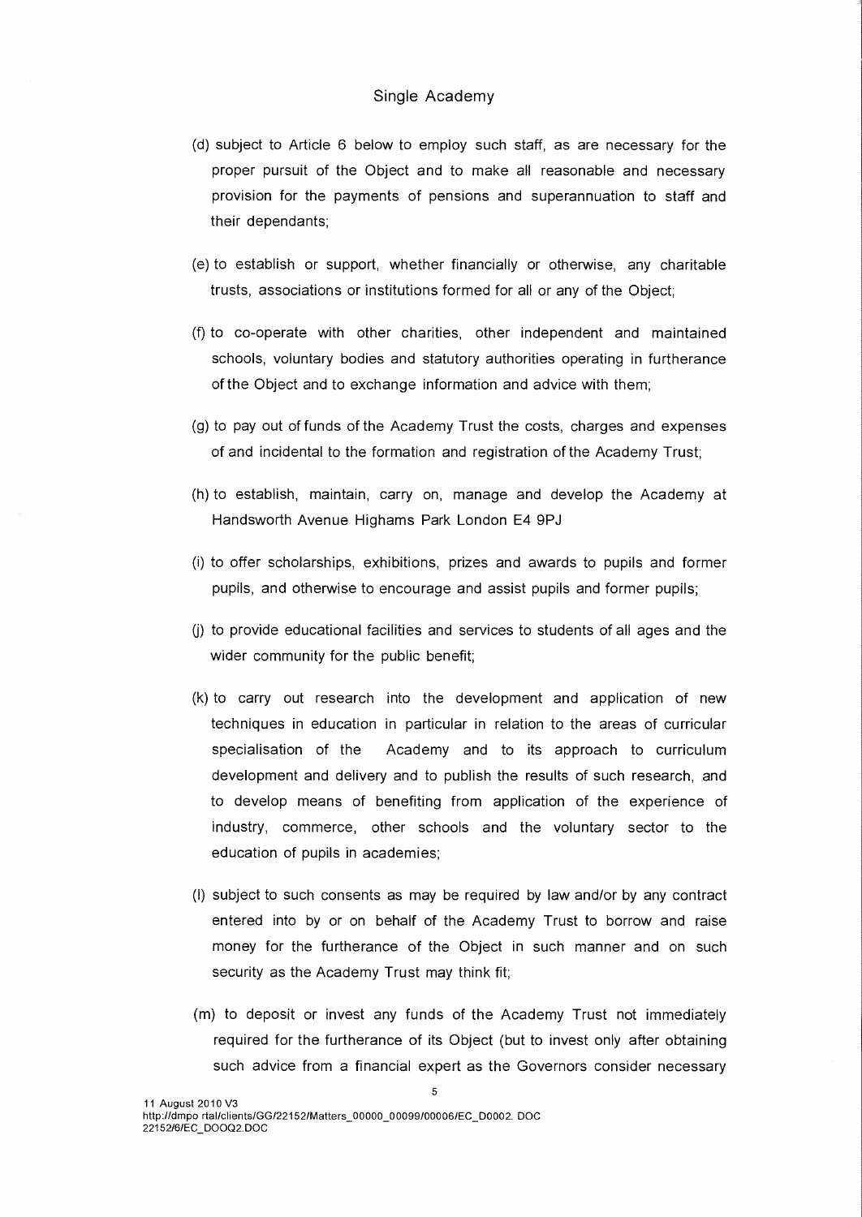(d) subject to Article 6 below to employ such staff, as are necessary for the proper pursuit of the Object and to make all reasonable and necessary provision for the payments of pensions and superannuation to staff and their dependants;

(e) to establish or support, whether financially or otherwise, any charitable trusts, associations or institutions formed for all or any of the Object;

(f) to co-operate with other charities, other independent and maintained schools, voluntary bodies and statutory authorities operating in furtherance of the Object and to exchange information and advice with them;

(g) to pay out of funds of the Academy Trust the costs, charges and expenses of and incidental to the formation and registration of the Academy Trust;

(h) to establish, maintain, carry on, manage and develop the Academy at Handsworth Avenue Highams Park London E4 9PJ

(i) to offer scholarships, exhibitions, prizes and awards to pupils and former pupils, and otherwise to encourage and assist pupils and former pupils;

(j) to provide educational facilities and services to students of all ages and the wider community for the public benefit;

(k) to carry out research into the development and application of new techniques in education in particular in relation to the areas of curricular specialisation of the Academy and to its approach to curriculum development and delivery and to publish the results of such research, and to develop means of benefiting from application of the experience of industry, commerce, other schools and the voluntary sector to the education of pupils in academies;

(l) subject to such consents as may be required by law and/or by any contract entered into by or on behalf of the Academy Trust to borrow and raise money for the furtherance of the Object in such manner and on such security as the Academy Trust may think fit;

(m) to deposit or invest any funds of the Academy Trust not immediately required for the furtherance of its Object (but to invest only after obtaining such advice from a financial expert as the Governors consider necessary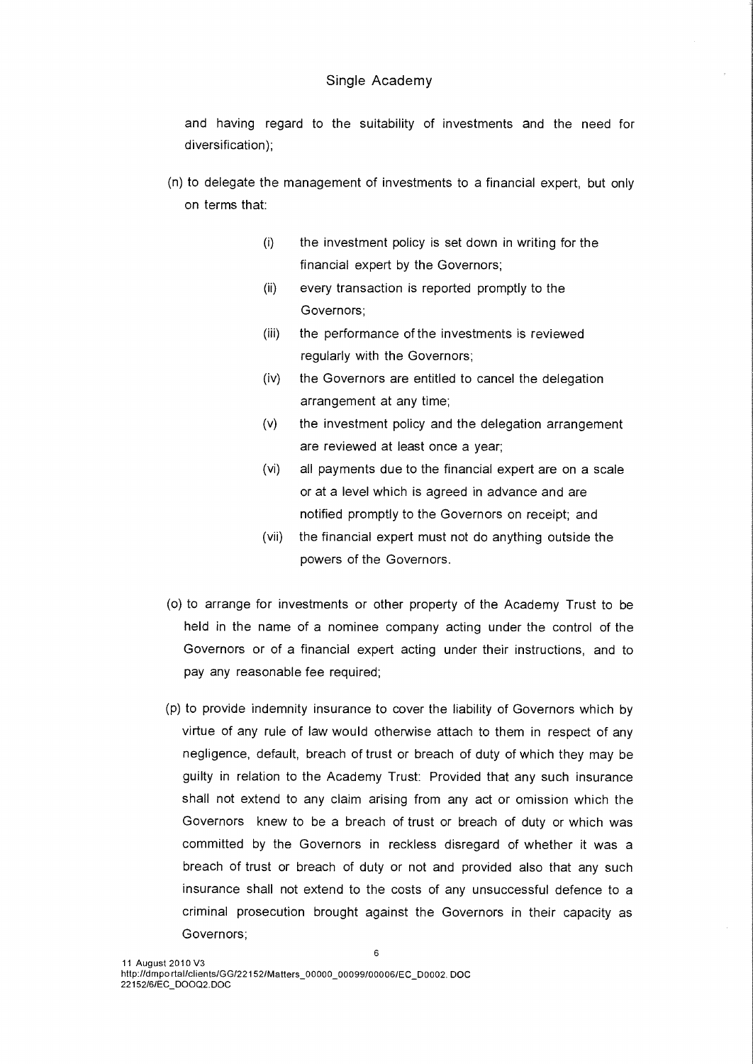and having regard to the suitability of investments and the need for diversification);

(n) to delegate the management of investments to a financial expert, but only on terms that:

- (i) the investment policy is set down in writing for the financial expert by the Governors;
- (ii) every transaction is reported promptly to the Governors;
- (iii) the performance of the investments is reviewed regularly with the Governors;
- (iv) the Governors are entitled to cancel the delegation arrangement at any time;
- (v) the investment policy and the delegation arrangement are reviewed at least once a year;
- (vi) all payments due to the financial expert are on a scale or at a level which is agreed in advance and are notified promptly to the Governors on receipt; and
- (vii) the financial expert must not do anything outside the powers of the Governors.

(o) to arrange for investments or other property of the Academy Trust to be held in the name of a nominee company acting under the control of the Governors or of a financial expert acting under their instructions, and to pay any reasonable fee required;

(p) to provide indemnity insurance to cover the liability of Governors which by virtue of any rule of law would otherwise attach to them in respect of any negligence, default, breach of trust or breach of duty of which they may be guilty in relation to the Academy Trust: Provided that any such insurance shall not extend to any claim arising from any act or omission which the Governors knew to be a breach of trust or breach of duty or which was committed by the Governors in reckless disregard of whether it was a breach of trust or breach of duty or not and provided also that any such insurance shall not extend to the costs of any unsuccessful defence to a criminal prosecution brought against the Governors in their capacity as Governors;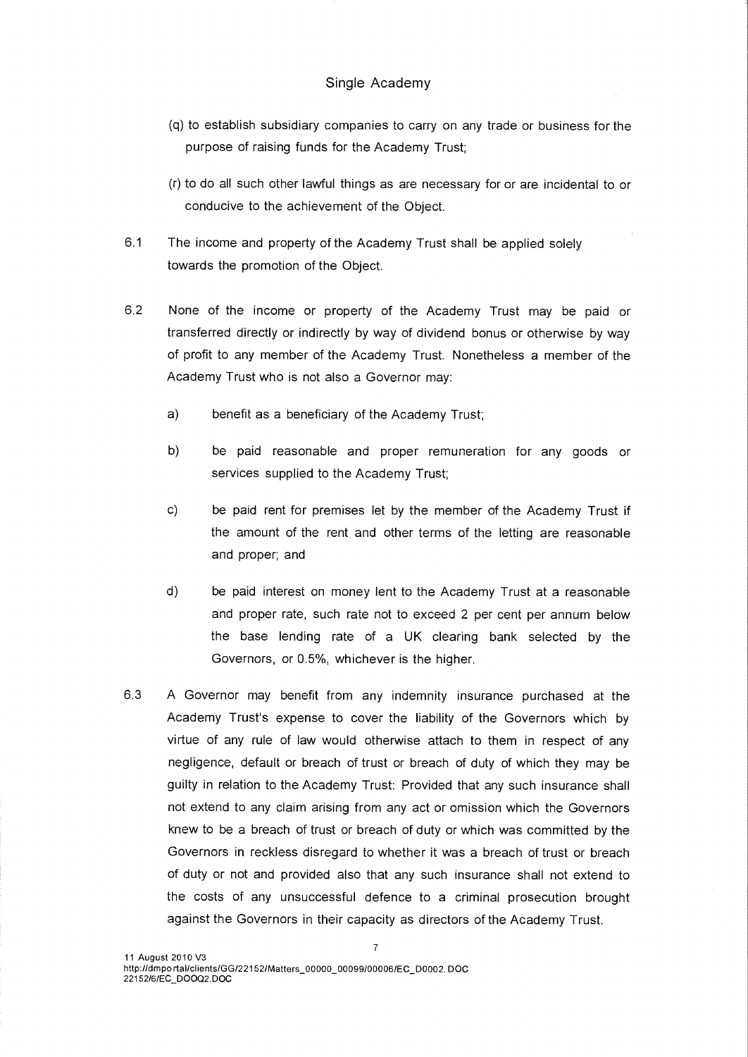(q) to establish subsidiary companies to carry on any trade or business for the purpose of raising funds for the Academy Trust;

(r) to do all such other lawful things as are necessary for or are incidental to or conducive to the achievement of the Object.

6.1 The income and property of the Academy Trust shall be applied solely towards the promotion of the Object.

6.2 None of the income or property of the Academy Trust may be paid or transferred directly or indirectly by way of dividend bonus or otherwise by way of profit to any member of the Academy Trust. Nonetheless a member of the Academy Trust who is not also a Governor may:

a) benefit as a beneficiary of the Academy Trust;

b) be paid reasonable and proper remuneration for any goods or services supplied to the Academy Trust;

c) be paid rent for premises let by the member of the Academy Trust if the amount of the rent and other terms of the letting are reasonable and proper; and

d) be paid interest on money lent to the Academy Trust at a reasonable and proper rate, such rate not to exceed 2 per cent per annum below the base lending rate of a UK clearing bank selected by the Governors, or 0.5%, whichever is the higher.

6.3 A Governor may benefit from any indemnity insurance purchased at the Academy Trust's expense to cover the liability of the Governors which by virtue of any rule of law would otherwise attach to them in respect of any negligence, default or breach of trust or breach of duty of which they may be guilty in relation to the Academy Trust: Provided that any such insurance shall not extend to any claim arising from any act or omission which the Governors knew to be a breach of trust or breach of duty or which was committed by the Governors in reckless disregard to whether it was a breach of trust or breach of duty or not and provided also that any such insurance shall not extend to the costs of any unsuccessful defence to a criminal prosecution brought against the Governors in their capacity as directors of the Academy Trust.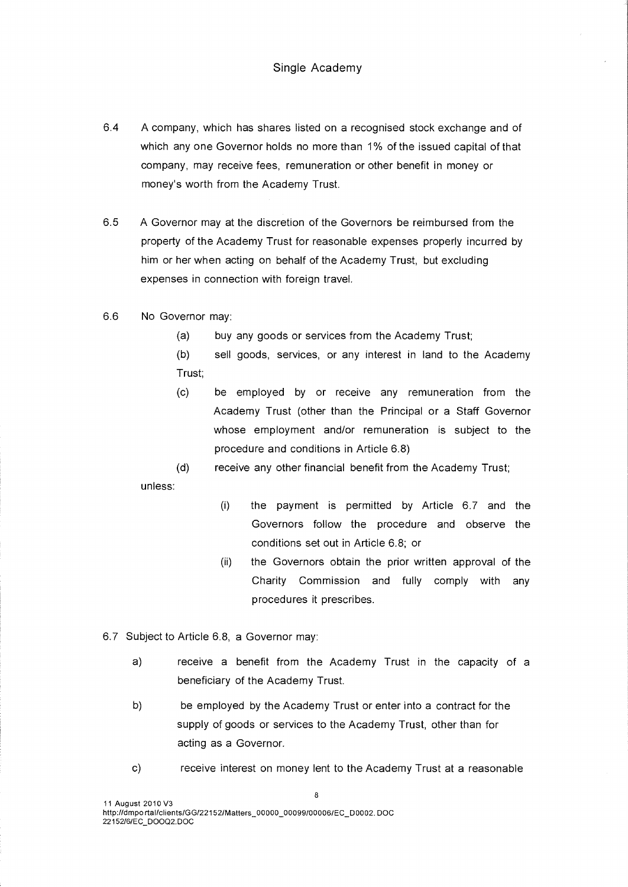6.4 A company, which has shares listed on a recognised stock exchange and of which any one Governor holds no more than 1% of the issued capital of that company, may receive fees, remuneration or other benefit in money or money's worth from the Academy Trust.

6.5 A Governor may at the discretion of the Governors be reimbursed from the property of the Academy Trust for reasonable expenses properly incurred by him or her when acting on behalf of the Academy Trust, but excluding expenses in connection with foreign travel.

6.6 No Governor may:

(a) buy any goods or services from the Academy Trust;

(b) sell goods, services, or any interest in land to the Academy Trust;

(c) be employed by or receive any remuneration from the Academy Trust (other than the Principal or a Staff Governor whose employment and/or remuneration is subject to the procedure and conditions in Article 6.8)

(d) receive any other financial benefit from the Academy Trust;

unless:

(i) the payment is permitted by Article 6.7 and the Governors follow the procedure and observe the conditions set out in Article 6.8; or

(ii) the Governors obtain the prior written approval of the Charity Commission and fully comply with any procedures it prescribes.

6.7 Subject to Article 6.8, a Governor may:

a) receive a benefit from the Academy Trust in the capacity of a beneficiary of the Academy Trust.

b) be employed by the Academy Trust or enter into a contract for the supply of goods or services to the Academy Trust, other than for acting as a Governor.

c) receive interest on money lent to the Academy Trust at a reasonable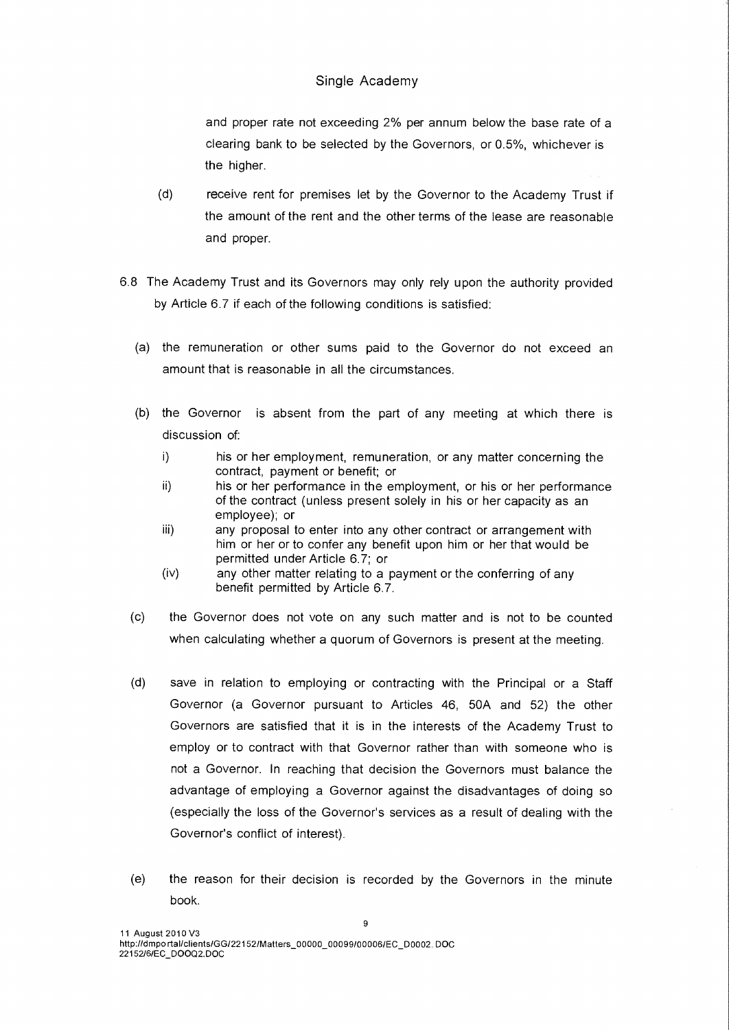and proper rate not exceeding 2% per annum below the base rate of a clearing bank to be selected by the Governors, or 0.5%, whichever is the higher.

(d) receive rent for premises let by the Governor to the Academy Trust if the amount of the rent and the other terms of the lease are reasonable and proper.

6.8 The Academy Trust and its Governors may only rely upon the authority provided by Article 6.7 if each of the following conditions is satisfied:

(a) the remuneration or other sums paid to the Governor do not exceed an amount that is reasonable in all the circumstances.

(b) the Governor is absent from the part of any meeting at which there is discussion of:

i) his or her employment, remuneration, or any matter concerning the contract, payment or benefit; or

ii) his or her performance in the employment, or his or her performance of the contract (unless present solely in his or her capacity as an employee); or

iii) any proposal to enter into any other contract or arrangement with him or her or to confer any benefit upon him or her that would be permitted under Article 6.7; or

(iv) any other matter relating to a payment or the conferring of any benefit permitted by Article 6.7.

(c) the Governor does not vote on any such matter and is not to be counted when calculating whether a quorum of Governors is present at the meeting.

(d) save in relation to employing or contracting with the Principal or a Staff Governor (a Governor pursuant to Articles 46, 50A and 52) the other Governors are satisfied that it is in the interests of the Academy Trust to employ or to contract with that Governor rather than with someone who is not a Governor. In reaching that decision the Governors must balance the advantage of employing a Governor against the disadvantages of doing so (especially the loss of the Governor's services as a result of dealing with the Governor's conflict of interest).

(e) the reason for their decision is recorded by the Governors in the minute book.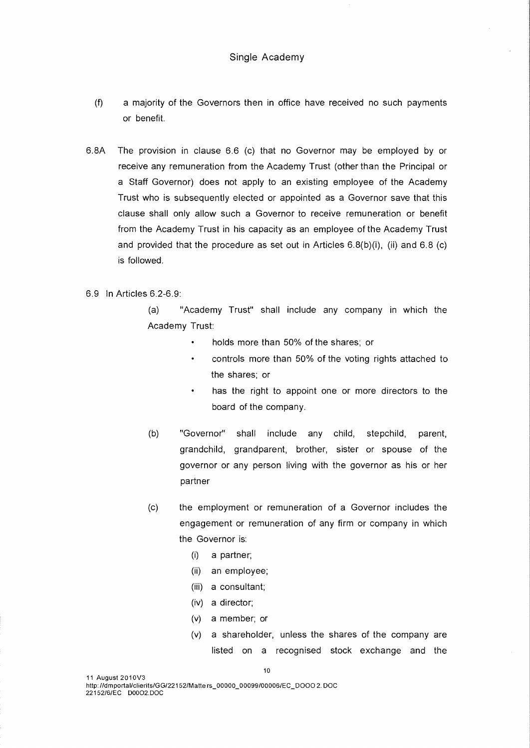(f) a majority of the Governors then in office have received no such payments or benefit.

6.8A The provision in clause 6.6 (c) that no Governor may be employed by or receive any remuneration from the Academy Trust (other than the Principal or a Staff Governor) does not apply to an existing employee of the Academy Trust who is subsequently elected or appointed as a Governor save that this clause shall only allow such a Governor to receive remuneration or benefit from the Academy Trust in his capacity as an employee of the Academy Trust and provided that the procedure as set out in Articles 6.8(b)(i), (ii) and 6.8 (c) is followed.

6.9 In Articles 6.2-6.9:

(a) "Academy Trust" shall include any company in which the Academy Trust:

- holds more than 50% of the shares; or
- controls more than 50% of the voting rights attached to the shares; or
- has the right to appoint one or more directors to the board of the company.

(b) "Governor" shall include any child, stepchild, parent, grandchild, grandparent, brother, sister or spouse of the governor or any person living with the governor as his or her partner

(c) the employment or remuneration of a Governor includes the engagement or remuneration of any firm or company in which the Governor is:

(i) a partner;

(ii) an employee;

(iii) a consultant;

(iv) a director;

(v) a member; or

(v) a shareholder, unless the shares of the company are listed on a recognised stock exchange and the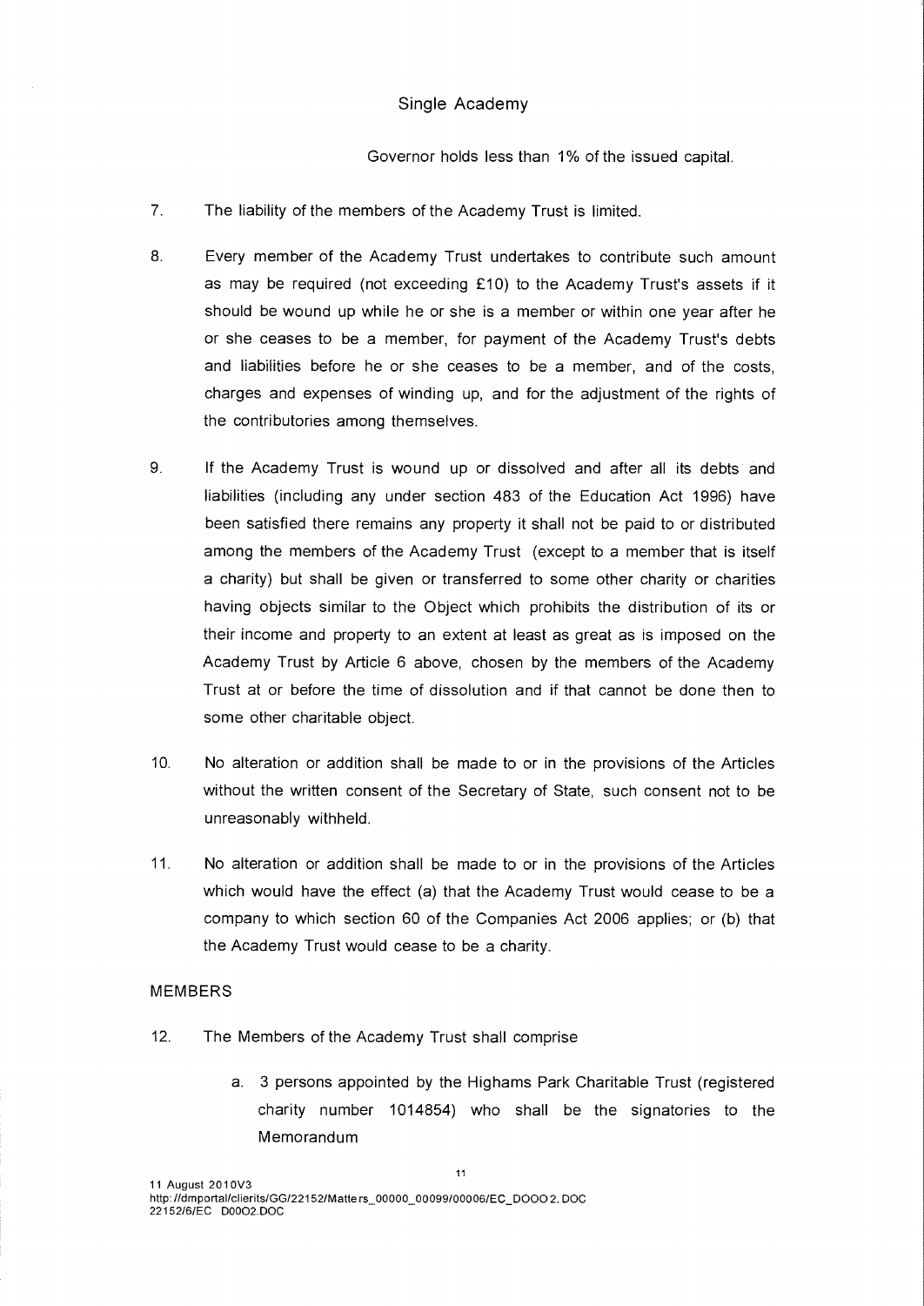Governor holds less than 1% of the issued capital.

7. The liability of the members of the Academy Trust is limited.

8. Every member of the Academy Trust undertakes to contribute such amount as may be required (not exceeding £10) to the Academy Trust's assets if it should be wound up while he or she is a member or within one year after he or she ceases to be a member, for payment of the Academy Trust's debts and liabilities before he or she ceases to be a member, and of the costs, charges and expenses of winding up, and for the adjustment of the rights of the contributories among themselves.

9. If the Academy Trust is wound up or dissolved and after all its debts and liabilities (including any under section 483 of the Education Act 1996) have been satisfied there remains any property it shall not be paid to or distributed among the members of the Academy Trust (except to a member that is itself a charity) but shall be given or transferred to some other charity or charities having objects similar to the Object which prohibits the distribution of its or their income and property to an extent at least as great as is imposed on the Academy Trust by Article 6 above, chosen by the members of the Academy Trust at or before the time of dissolution and if that cannot be done then to some other charitable object.

10. No alteration or addition shall be made to or in the provisions of the Articles without the written consent of the Secretary of State, such consent not to be unreasonably withheld.

11. No alteration or addition shall be made to or in the provisions of the Articles which would have the effect (a) that the Academy Trust would cease to be a company to which section 60 of the Companies Act 2006 applies; or (b) that the Academy Trust would cease to be a charity.

MEMBERS

12. The Members of the Academy Trust shall comprise

    a. 3 persons appointed by the Highams Park Charitable Trust (registered charity number 1014854) who shall be the signatories to the Memorandum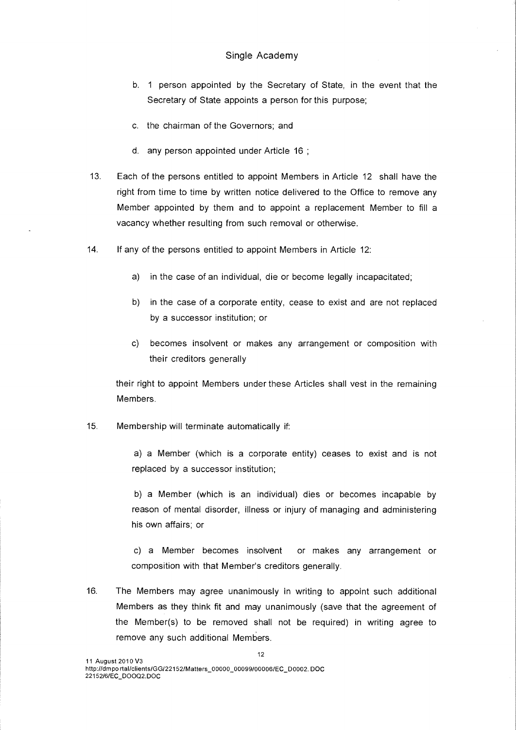b. 1 person appointed by the Secretary of State, in the event that the Secretary of State appoints a person for this purpose;

c. the chairman of the Governors; and

d. any person appointed under Article 16 ;

13. Each of the persons entitled to appoint Members in Article 12 shall have the right from time to time by written notice delivered to the Office to remove any Member appointed by them and to appoint a replacement Member to fill a vacancy whether resulting from such removal or otherwise.

14. If any of the persons entitled to appoint Members in Article 12:

   a) in the case of an individual, die or become legally incapacitated;

   b) in the case of a corporate entity, cease to exist and are not replaced by a successor institution; or

   c) becomes insolvent or makes any arrangement or composition with their creditors generally

   their right to appoint Members under these Articles shall vest in the remaining Members.

15. Membership will terminate automatically if:

   a) a Member (which is a corporate entity) ceases to exist and is not replaced by a successor institution;

   b) a Member (which is an individual) dies or becomes incapable by reason of mental disorder, illness or injury of managing and administering his own affairs; or

   c) a Member becomes insolvent or makes any arrangement or composition with that Member's creditors generally.

16. The Members may agree unanimously in writing to appoint such additional Members as they think fit and may unanimously (save that the agreement of the Member(s) to be removed shall not be required) in writing agree to remove any such additional Members.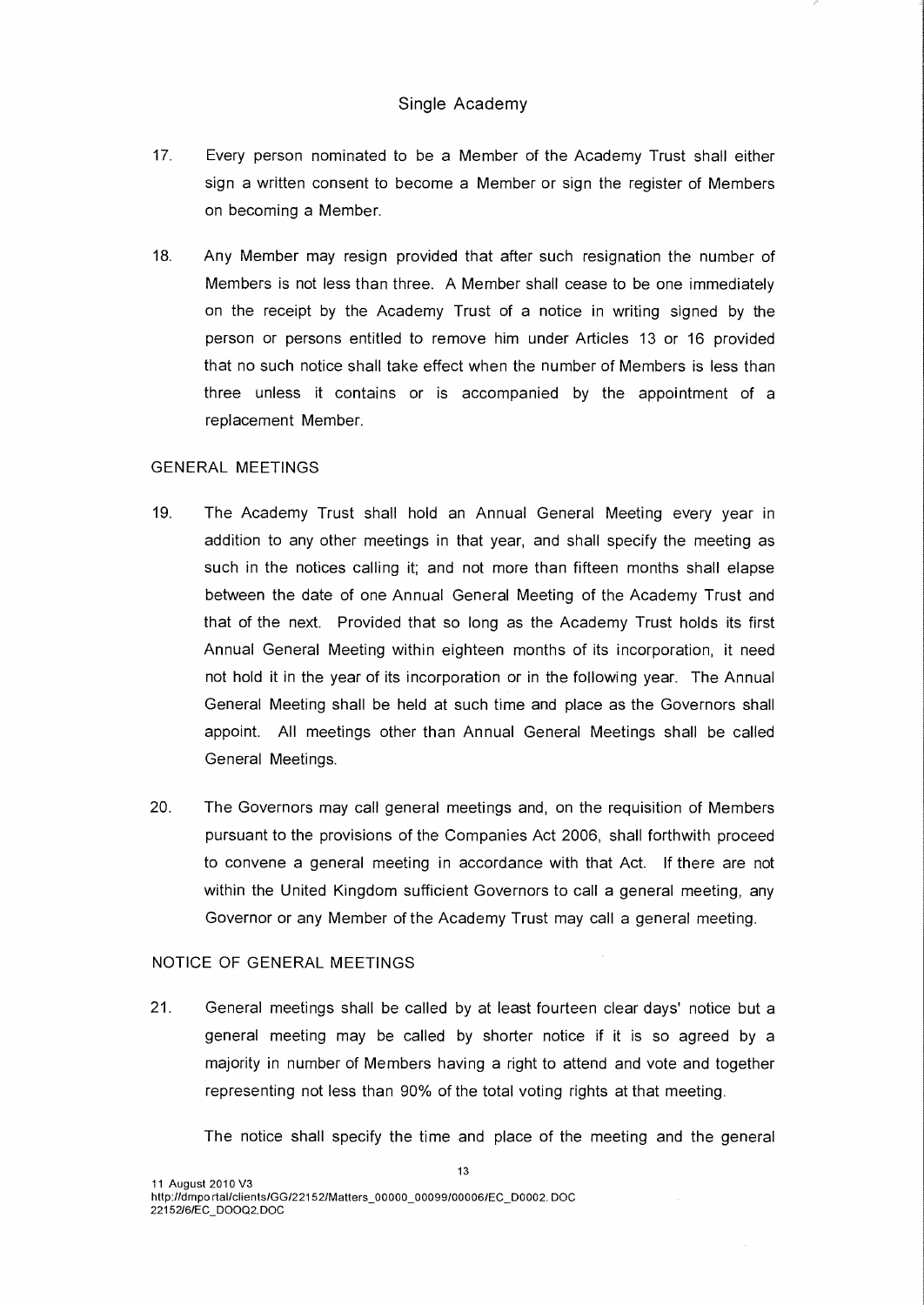17. Every person nominated to be a Member of the Academy Trust shall either sign a written consent to become a Member or sign the register of Members on becoming a Member.

18. Any Member may resign provided that after such resignation the number of Members is not less than three. A Member shall cease to be one immediately on the receipt by the Academy Trust of a notice in writing signed by the person or persons entitled to remove him under Articles 13 or 16 provided that no such notice shall take effect when the number of Members is less than three unless it contains or is accompanied by the appointment of a replacement Member.

GENERAL MEETINGS

19. The Academy Trust shall hold an Annual General Meeting every year in addition to any other meetings in that year, and shall specify the meeting as such in the notices calling it; and not more than fifteen months shall elapse between the date of one Annual General Meeting of the Academy Trust and that of the next. Provided that so long as the Academy Trust holds its first Annual General Meeting within eighteen months of its incorporation, it need not hold it in the year of its incorporation or in the following year. The Annual General Meeting shall be held at such time and place as the Governors shall appoint. All meetings other than Annual General Meetings shall be called General Meetings.

20. The Governors may call general meetings and, on the requisition of Members pursuant to the provisions of the Companies Act 2006, shall forthwith proceed to convene a general meeting in accordance with that Act. If there are not within the United Kingdom sufficient Governors to call a general meeting, any Governor or any Member of the Academy Trust may call a general meeting.

NOTICE OF GENERAL MEETINGS

21. General meetings shall be called by at least fourteen clear days' notice but a general meeting may be called by shorter notice if it is so agreed by a majority in number of Members having a right to attend and vote and together representing not less than 90% of the total voting rights at that meeting.

    The notice shall specify the time and place of the meeting and the general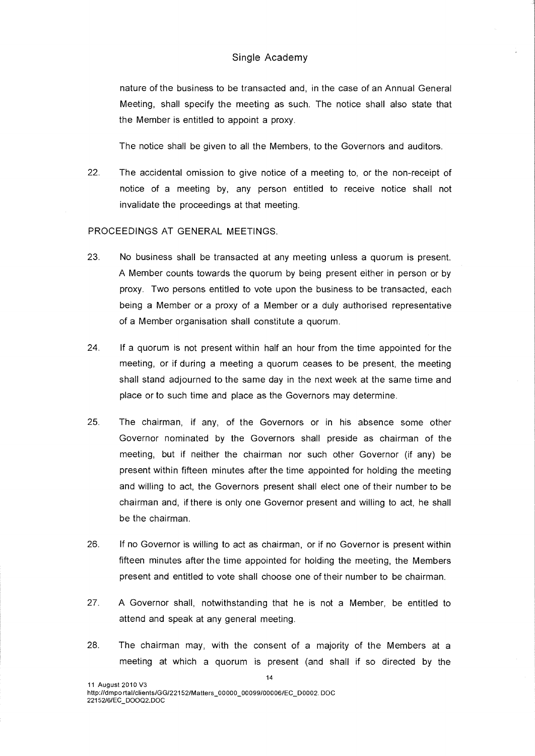nature of the business to be transacted and, in the case of an Annual General Meeting, shall specify the meeting as such. The notice shall also state that the Member is entitled to appoint a proxy.

The notice shall be given to all the Members, to the Governors and auditors.

22. The accidental omission to give notice of a meeting to, or the non-receipt of notice of a meeting by, any person entitled to receive notice shall not invalidate the proceedings at that meeting.

PROCEEDINGS AT GENERAL MEETINGS.

23. No business shall be transacted at any meeting unless a quorum is present. A Member counts towards the quorum by being present either in person or by proxy. Two persons entitled to vote upon the business to be transacted, each being a Member or a proxy of a Member or a duly authorised representative of a Member organisation shall constitute a quorum.

24. If a quorum is not present within half an hour from the time appointed for the meeting, or if during a meeting a quorum ceases to be present, the meeting shall stand adjourned to the same day in the next week at the same time and place or to such time and place as the Governors may determine.

25. The chairman, if any, of the Governors or in his absence some other Governor nominated by the Governors shall preside as chairman of the meeting, but if neither the chairman nor such other Governor (if any) be present within fifteen minutes after the time appointed for holding the meeting and willing to act, the Governors present shall elect one of their number to be chairman and, if there is only one Governor present and willing to act, he shall be the chairman.

26. If no Governor is willing to act as chairman, or if no Governor is present within fifteen minutes after the time appointed for holding the meeting, the Members present and entitled to vote shall choose one of their number to be chairman.

27. A Governor shall, notwithstanding that he is not a Member, be entitled to attend and speak at any general meeting.

28. The chairman may, with the consent of a majority of the Members at a meeting at which a quorum is present (and shall if so directed by the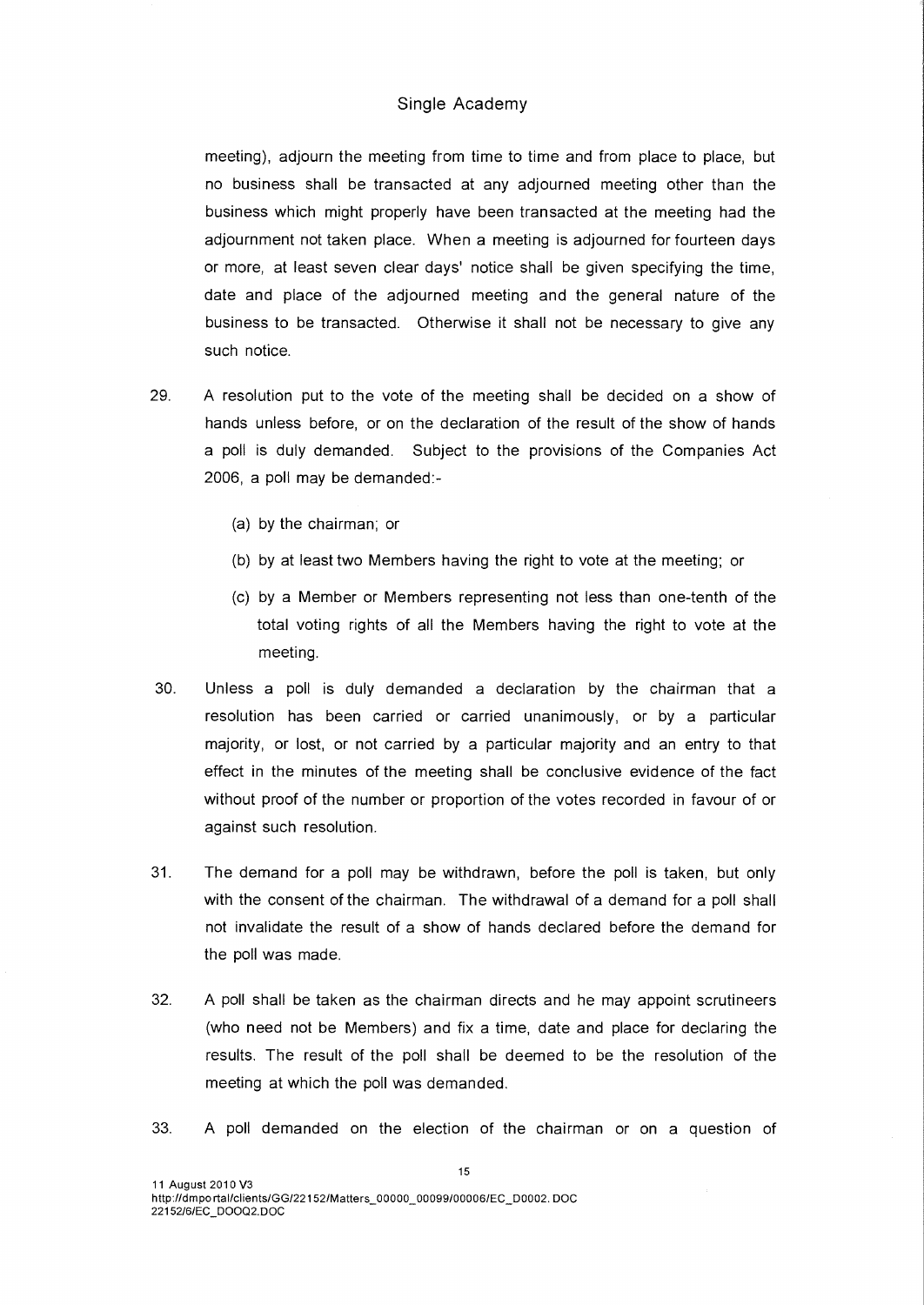meeting), adjourn the meeting from time to time and from place to place, but no business shall be transacted at any adjourned meeting other than the business which might properly have been transacted at the meeting had the adjournment not taken place. When a meeting is adjourned for fourteen days or more, at least seven clear days' notice shall be given specifying the time, date and place of the adjourned meeting and the general nature of the business to be transacted. Otherwise it shall not be necessary to give any such notice.

29. A resolution put to the vote of the meeting shall be decided on a show of hands unless before, or on the declaration of the result of the show of hands a poll is duly demanded. Subject to the provisions of the Companies Act 2006, a poll may be demanded:-

    (a) by the chairman; or

    (b) by at least two Members having the right to vote at the meeting; or

    (c) by a Member or Members representing not less than one-tenth of the total voting rights of all the Members having the right to vote at the meeting.

30. Unless a poll is duly demanded a declaration by the chairman that a resolution has been carried or carried unanimously, or by a particular majority, or lost, or not carried by a particular majority and an entry to that effect in the minutes of the meeting shall be conclusive evidence of the fact without proof of the number or proportion of the votes recorded in favour of or against such resolution.

31. The demand for a poll may be withdrawn, before the poll is taken, but only with the consent of the chairman. The withdrawal of a demand for a poll shall not invalidate the result of a show of hands declared before the demand for the poll was made.

32. A poll shall be taken as the chairman directs and he may appoint scrutineers (who need not be Members) and fix a time, date and place for declaring the results. The result of the poll shall be deemed to be the resolution of the meeting at which the poll was demanded.

33. A poll demanded on the election of the chairman or on a question of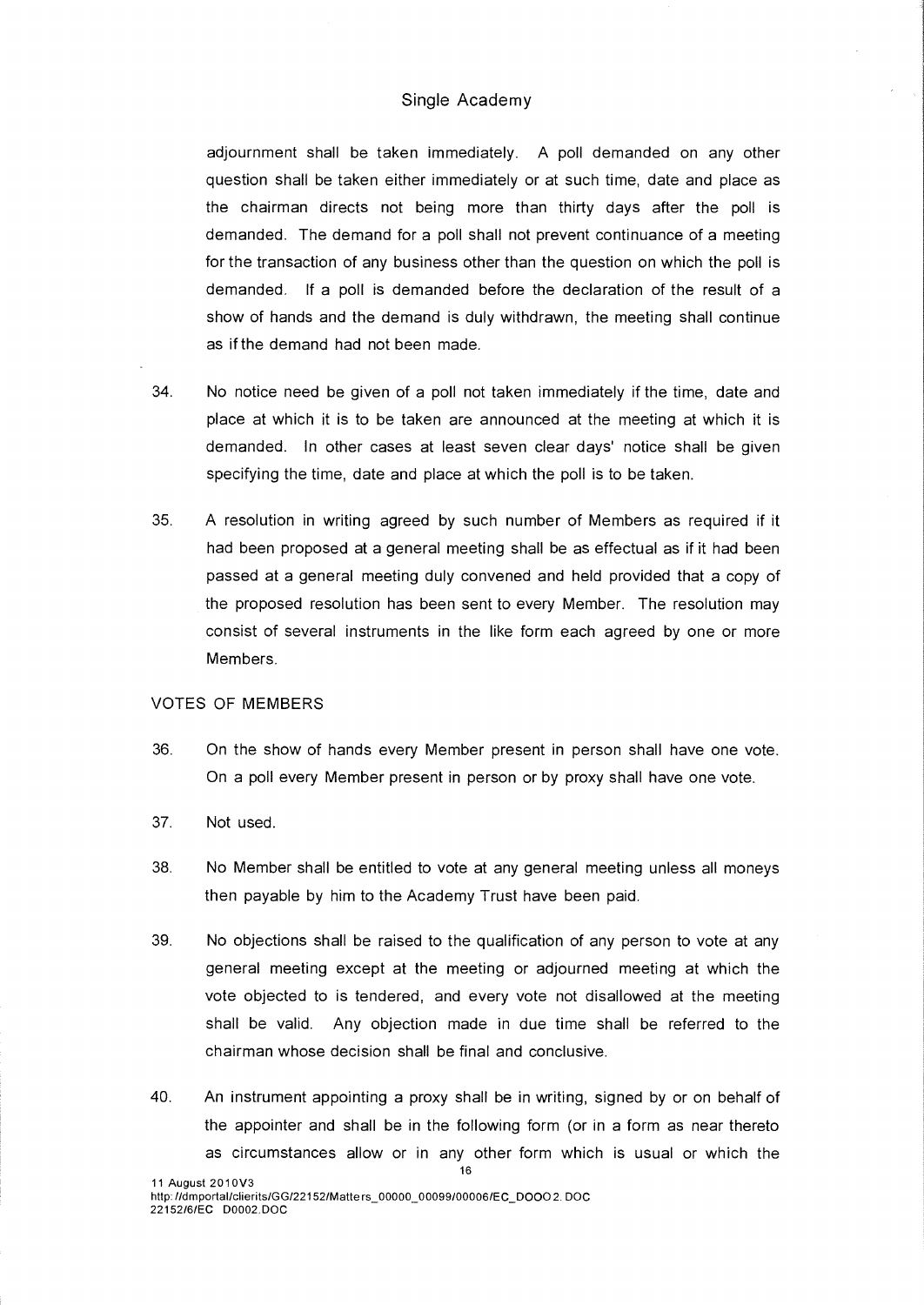adjournment shall be taken immediately. A poll demanded on any other question shall be taken either immediately or at such time, date and place as the chairman directs not being more than thirty days after the poll is demanded. The demand for a poll shall not prevent continuance of a meeting for the transaction of any business other than the question on which the poll is demanded. If a poll is demanded before the declaration of the result of a show of hands and the demand is duly withdrawn, the meeting shall continue as if the demand had not been made.

34. No notice need be given of a poll not taken immediately if the time, date and place at which it is to be taken are announced at the meeting at which it is demanded. In other cases at least seven clear days' notice shall be given specifying the time, date and place at which the poll is to be taken.

35. A resolution in writing agreed by such number of Members as required if it had been proposed at a general meeting shall be as effectual as if it had been passed at a general meeting duly convened and held provided that a copy of the proposed resolution has been sent to every Member. The resolution may consist of several instruments in the like form each agreed by one or more Members.

VOTES OF MEMBERS

36. On the show of hands every Member present in person shall have one vote. On a poll every Member present in person or by proxy shall have one vote.

37. Not used.

38. No Member shall be entitled to vote at any general meeting unless all moneys then payable by him to the Academy Trust have been paid.

39. No objections shall be raised to the qualification of any person to vote at any general meeting except at the meeting or adjourned meeting at which the vote objected to is tendered, and every vote not disallowed at the meeting shall be valid. Any objection made in due time shall be referred to the chairman whose decision shall be final and conclusive.

40. An instrument appointing a proxy shall be in writing, signed by or on behalf of the appointer and shall be in the following form (or in a form as near thereto as circumstances allow or in any other form which is usual or which the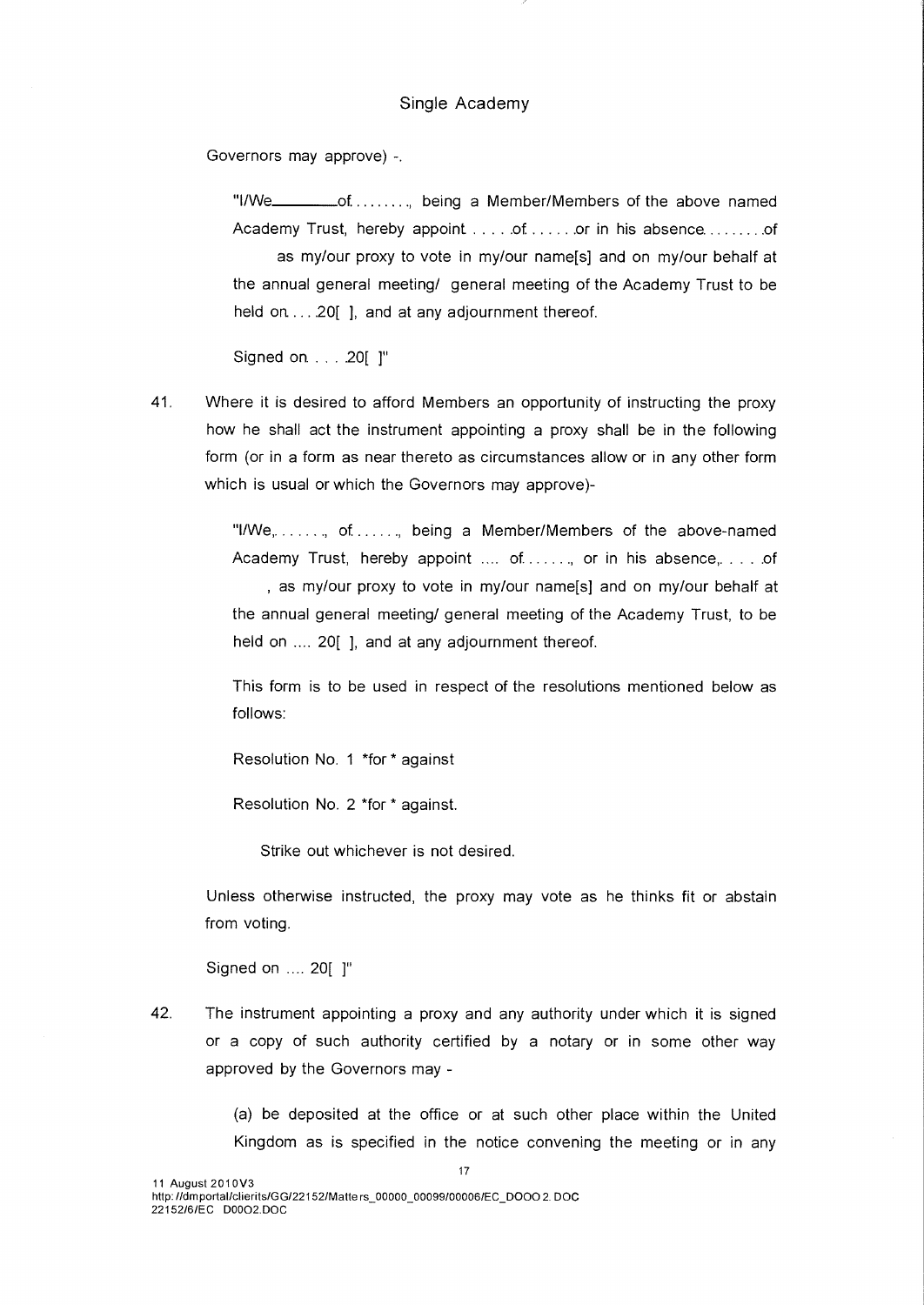Governors may approve) -.

> "I/We________of........, being a Member/Members of the above named Academy Trust, hereby appoint .....of......or in his absence........of as my/our proxy to vote in my/our name[s] and on my/our behalf at the annual general meeting/ general meeting of the Academy Trust to be held on.... 20[ ], and at any adjournment thereof.
>
> Signed on .... 20[ ]"

41. Where it is desired to afford Members an opportunity of instructing the proxy how he shall act the instrument appointing a proxy shall be in the following form (or in a form as near thereto as circumstances allow or in any other form which is usual or which the Governors may approve)-

> "I/We,......., of......., being a Member/Members of the above-named Academy Trust, hereby appoint .... of......., or in his absence,.....of , as my/our proxy to vote in my/our name[s] and on my/our behalf at the annual general meeting/ general meeting of the Academy Trust, to be held on .... 20[ ], and at any adjournment thereof.
>
> This form is to be used in respect of the resolutions mentioned below as follows:
>
> Resolution No. 1 *for * against
>
> Resolution No. 2 *for * against.
>
> Strike out whichever is not desired.
>
> Unless otherwise instructed, the proxy may vote as he thinks fit or abstain from voting.
>
> Signed on .... 20[ ]"

42. The instrument appointing a proxy and any authority under which it is signed or a copy of such authority certified by a notary or in some other way approved by the Governors may -

    (a) be deposited at the office or at such other place within the United Kingdom as is specified in the notice convening the meeting or in any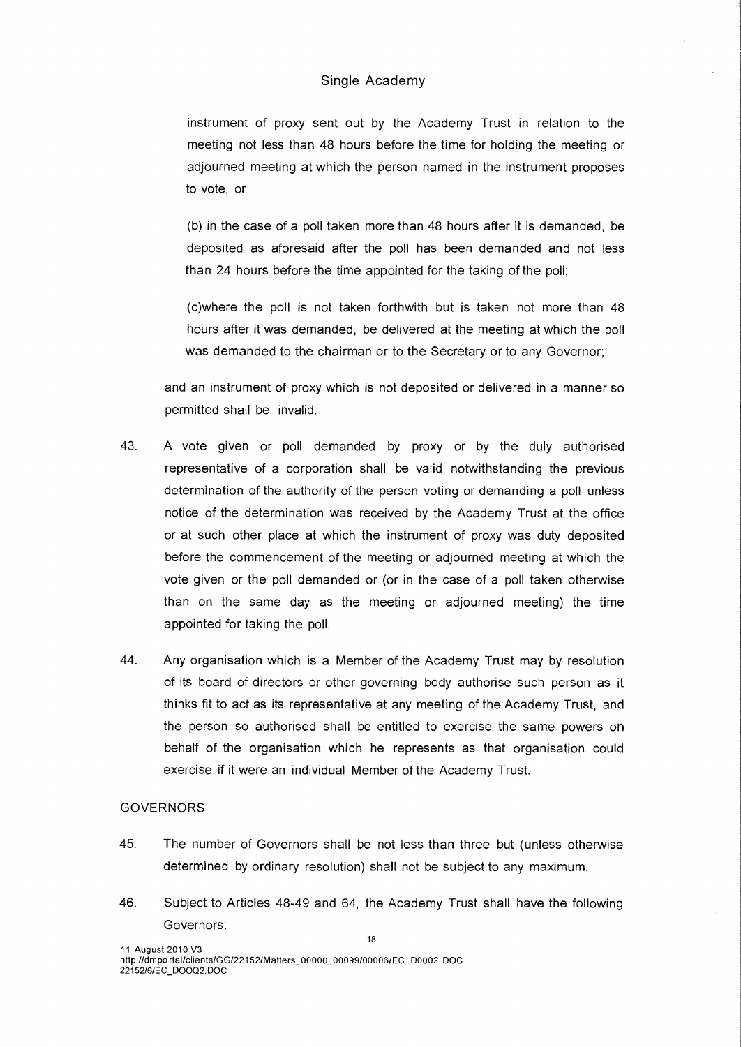instrument of proxy sent out by the Academy Trust in relation to the meeting not less than 48 hours before the time for holding the meeting or adjourned meeting at which the person named in the instrument proposes to vote, or

(b) in the case of a poll taken more than 48 hours after it is demanded, be deposited as aforesaid after the poll has been demanded and not less than 24 hours before the time appointed for the taking of the poll;

(c)where the poll is not taken forthwith but is taken not more than 48 hours after it was demanded, be delivered at the meeting at which the poll was demanded to the chairman or to the Secretary or to any Governor;

and an instrument of proxy which is not deposited or delivered in a manner so permitted shall be invalid.

43. A vote given or poll demanded by proxy or by the duly authorised representative of a corporation shall be valid notwithstanding the previous determination of the authority of the person voting or demanding a poll unless notice of the determination was received by the Academy Trust at the office or at such other place at which the instrument of proxy was duty deposited before the commencement of the meeting or adjourned meeting at which the vote given or the poll demanded or (or in the case of a poll taken otherwise than on the same day as the meeting or adjourned meeting) the time appointed for taking the poll.

44. Any organisation which is a Member of the Academy Trust may by resolution of its board of directors or other governing body authorise such person as it thinks fit to act as its representative at any meeting of the Academy Trust, and the person so authorised shall be entitled to exercise the same powers on behalf of the organisation which he represents as that organisation could exercise if it were an individual Member of the Academy Trust.

## GOVERNORS

45. The number of Governors shall be not less than three but (unless otherwise determined by ordinary resolution) shall not be subject to any maximum.

46. Subject to Articles 48-49 and 64, the Academy Trust shall have the following Governors: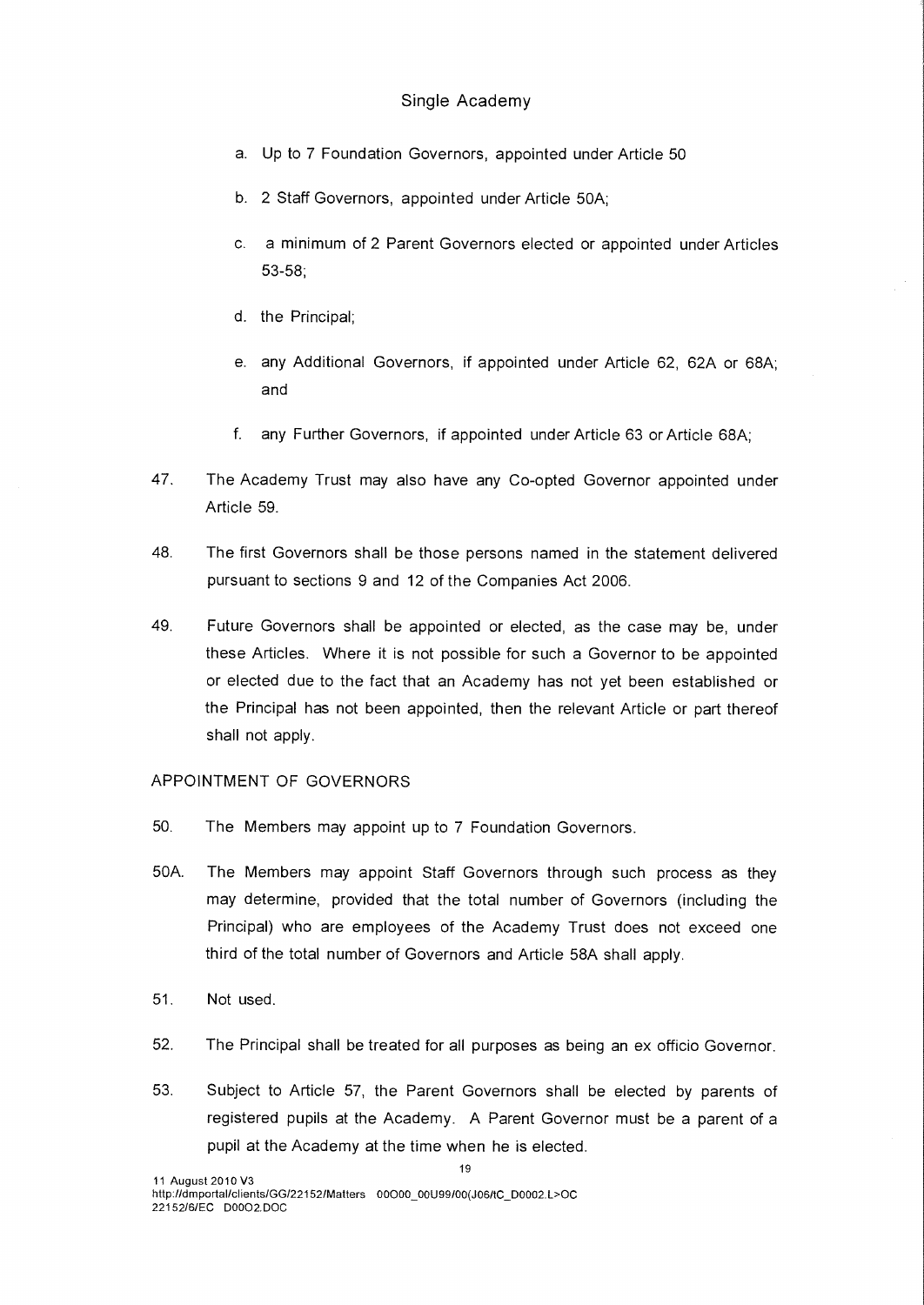## Single Academy

a. Up to 7 Foundation Governors, appointed under Article 50

b. 2 Staff Governors, appointed under Article 50A;

c. a minimum of 2 Parent Governors elected or appointed under Articles 53-58;

d. the Principal;

e. any Additional Governors, if appointed under Article 62, 62A or 68A; and

f. any Further Governors, if appointed under Article 63 or Article 68A;

47. The Academy Trust may also have any Co-opted Governor appointed under Article 59.

48. The first Governors shall be those persons named in the statement delivered pursuant to sections 9 and 12 of the Companies Act 2006.

49. Future Governors shall be appointed or elected, as the case may be, under these Articles. Where it is not possible for such a Governor to be appointed or elected due to the fact that an Academy has not yet been established or the Principal has not been appointed, then the relevant Article or part thereof shall not apply.

### APPOINTMENT OF GOVERNORS

50. The Members may appoint up to 7 Foundation Governors.

50A. The Members may appoint Staff Governors through such process as they may determine, provided that the total number of Governors (including the Principal) who are employees of the Academy Trust does not exceed one third of the total number of Governors and Article 58A shall apply.

51. Not used.

52. The Principal shall be treated for all purposes as being an ex officio Governor.

53. Subject to Article 57, the Parent Governors shall be elected by parents of registered pupils at the Academy. A Parent Governor must be a parent of a pupil at the Academy at the time when he is elected.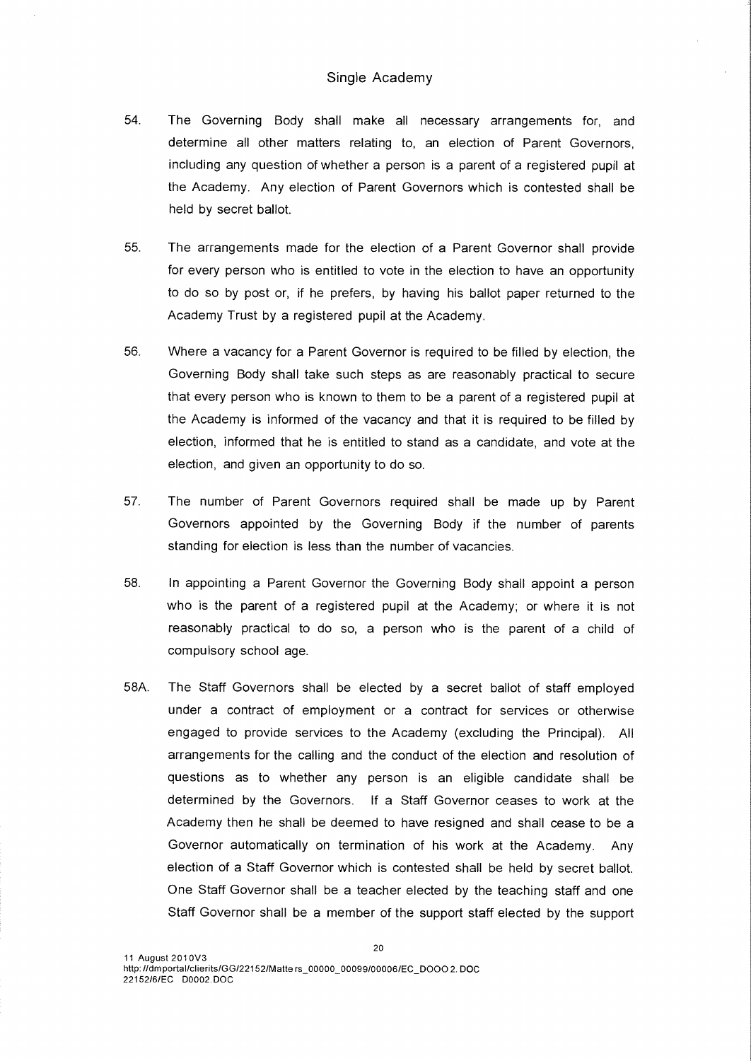## Single Academy

54. The Governing Body shall make all necessary arrangements for, and determine all other matters relating to, an election of Parent Governors, including any question of whether a person is a parent of a registered pupil at the Academy. Any election of Parent Governors which is contested shall be held by secret ballot.

55. The arrangements made for the election of a Parent Governor shall provide for every person who is entitled to vote in the election to have an opportunity to do so by post or, if he prefers, by having his ballot paper returned to the Academy Trust by a registered pupil at the Academy.

56. Where a vacancy for a Parent Governor is required to be filled by election, the Governing Body shall take such steps as are reasonably practical to secure that every person who is known to them to be a parent of a registered pupil at the Academy is informed of the vacancy and that it is required to be filled by election, informed that he is entitled to stand as a candidate, and vote at the election, and given an opportunity to do so.

57. The number of Parent Governors required shall be made up by Parent Governors appointed by the Governing Body if the number of parents standing for election is less than the number of vacancies.

58. In appointing a Parent Governor the Governing Body shall appoint a person who is the parent of a registered pupil at the Academy; or where it is not reasonably practical to do so, a person who is the parent of a child of compulsory school age.

58A. The Staff Governors shall be elected by a secret ballot of staff employed under a contract of employment or a contract for services or otherwise engaged to provide services to the Academy (excluding the Principal). All arrangements for the calling and the conduct of the election and resolution of questions as to whether any person is an eligible candidate shall be determined by the Governors. If a Staff Governor ceases to work at the Academy then he shall be deemed to have resigned and shall cease to be a Governor automatically on termination of his work at the Academy. Any election of a Staff Governor which is contested shall be held by secret ballot. One Staff Governor shall be a teacher elected by the teaching staff and one Staff Governor shall be a member of the support staff elected by the support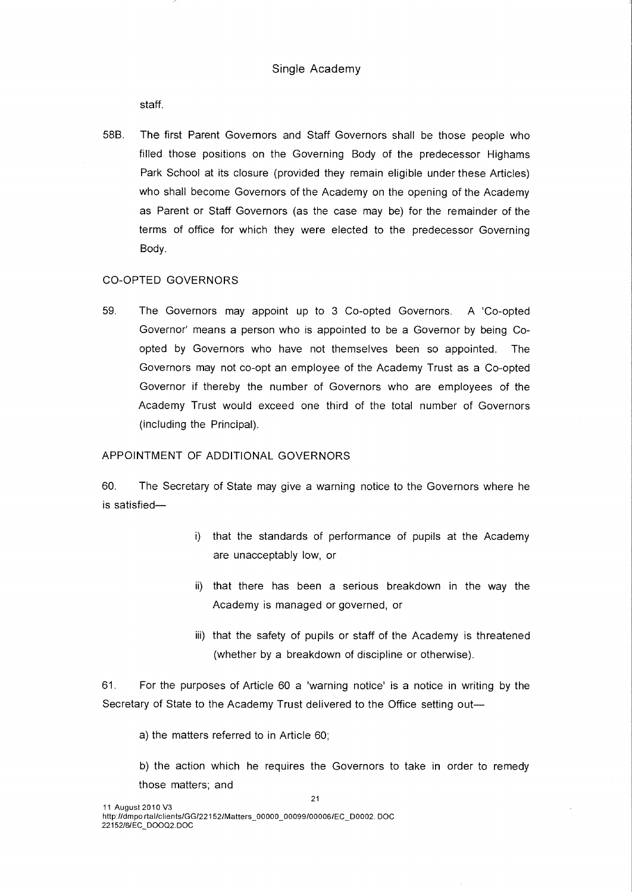staff.

58B. The first Parent Governors and Staff Governors shall be those people who filled those positions on the Governing Body of the predecessor Highams Park School at its closure (provided they remain eligible under these Articles) who shall become Governors of the Academy on the opening of the Academy as Parent or Staff Governors (as the case may be) for the remainder of the terms of office for which they were elected to the predecessor Governing Body.

## CO-OPTED GOVERNORS

59. The Governors may appoint up to 3 Co-opted Governors. A 'Co-opted Governor' means a person who is appointed to be a Governor by being Co-opted by Governors who have not themselves been so appointed. The Governors may not co-opt an employee of the Academy Trust as a Co-opted Governor if thereby the number of Governors who are employees of the Academy Trust would exceed one third of the total number of Governors (including the Principal).

## APPOINTMENT OF ADDITIONAL GOVERNORS

60. The Secretary of State may give a warning notice to the Governors where he is satisfied—

i) that the standards of performance of pupils at the Academy are unacceptably low, or

ii) that there has been a serious breakdown in the way the Academy is managed or governed, or

iii) that the safety of pupils or staff of the Academy is threatened (whether by a breakdown of discipline or otherwise).

61. For the purposes of Article 60 a 'warning notice' is a notice in writing by the Secretary of State to the Academy Trust delivered to the Office setting out—

a) the matters referred to in Article 60;

b) the action which he requires the Governors to take in order to remedy those matters; and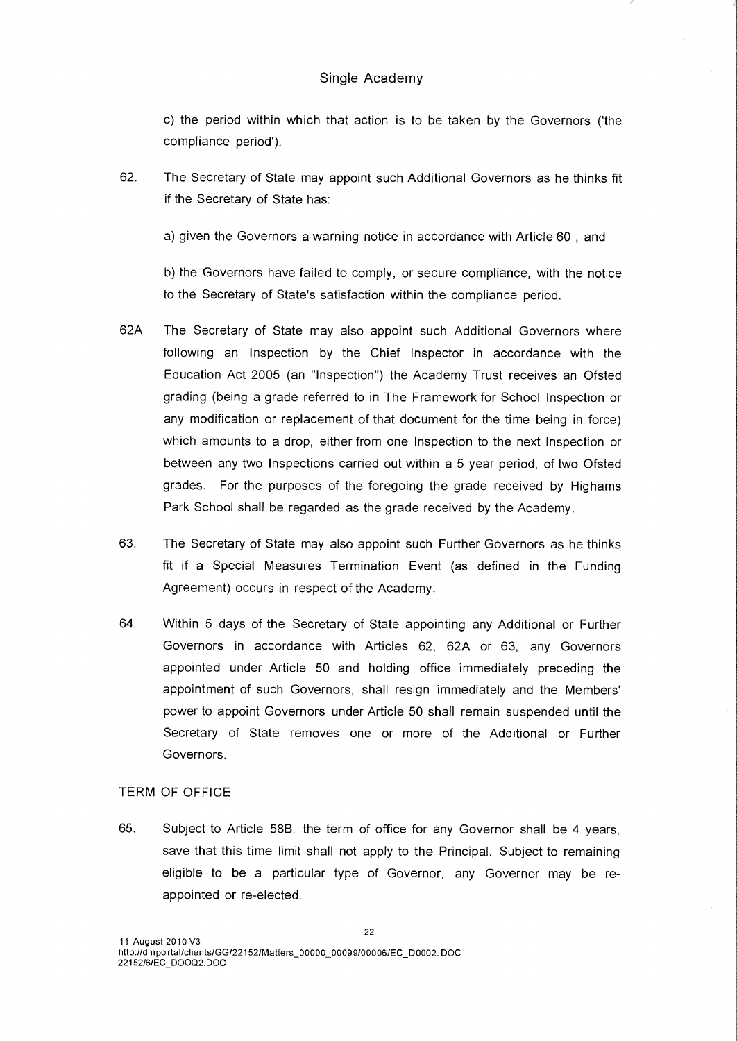c) the period within which that action is to be taken by the Governors ('the compliance period').

62. The Secretary of State may appoint such Additional Governors as he thinks fit if the Secretary of State has:

a) given the Governors a warning notice in accordance with Article 60 ; and

b) the Governors have failed to comply, or secure compliance, with the notice to the Secretary of State's satisfaction within the compliance period.

62A The Secretary of State may also appoint such Additional Governors where following an Inspection by the Chief Inspector in accordance with the Education Act 2005 (an "Inspection") the Academy Trust receives an Ofsted grading (being a grade referred to in The Framework for School Inspection or any modification or replacement of that document for the time being in force) which amounts to a drop, either from one Inspection to the next Inspection or between any two Inspections carried out within a 5 year period, of two Ofsted grades. For the purposes of the foregoing the grade received by Highams Park School shall be regarded as the grade received by the Academy.

63. The Secretary of State may also appoint such Further Governors as he thinks fit if a Special Measures Termination Event (as defined in the Funding Agreement) occurs in respect of the Academy.

64. Within 5 days of the Secretary of State appointing any Additional or Further Governors in accordance with Articles 62, 62A or 63, any Governors appointed under Article 50 and holding office immediately preceding the appointment of such Governors, shall resign immediately and the Members' power to appoint Governors under Article 50 shall remain suspended until the Secretary of State removes one or more of the Additional or Further Governors.

## TERM OF OFFICE

65. Subject to Article 58B, the term of office for any Governor shall be 4 years, save that this time limit shall not apply to the Principal. Subject to remaining eligible to be a particular type of Governor, any Governor may be re-appointed or re-elected.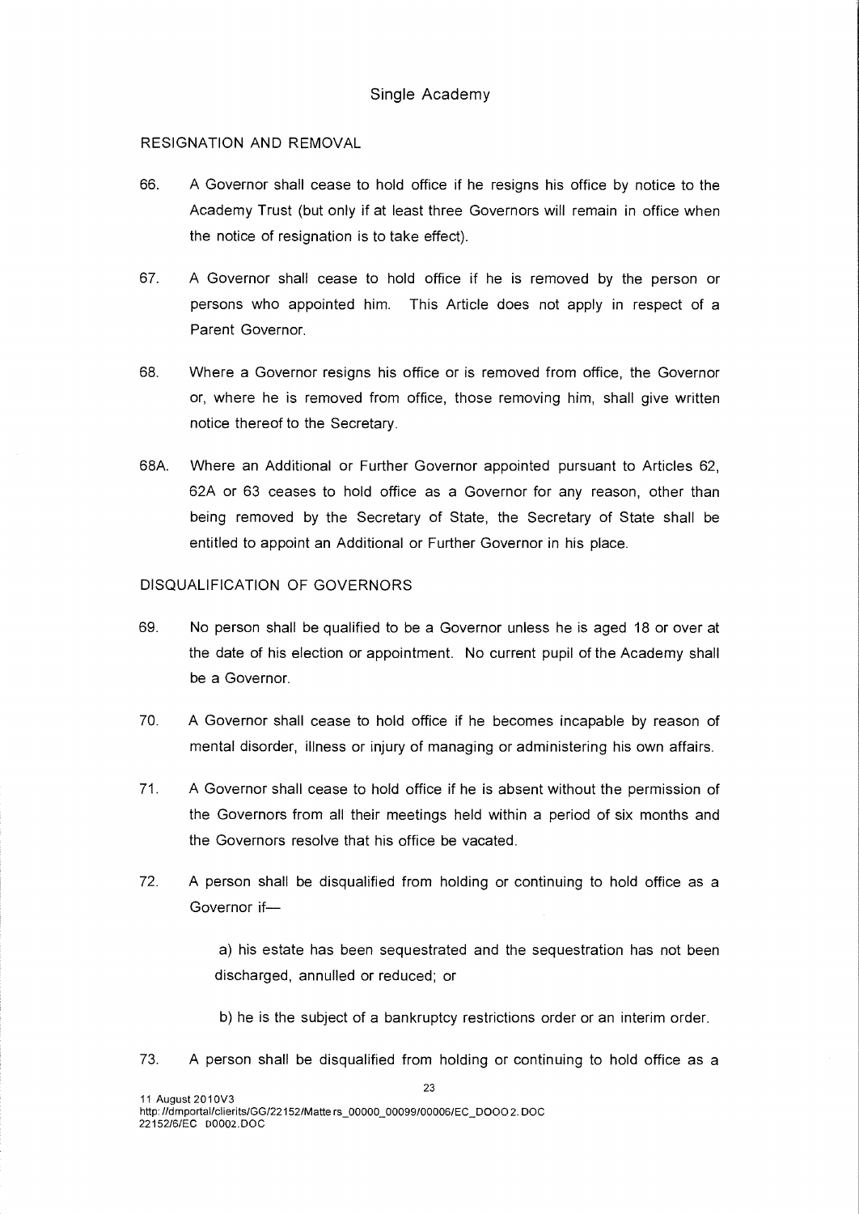RESIGNATION AND REMOVAL

66. A Governor shall cease to hold office if he resigns his office by notice to the Academy Trust (but only if at least three Governors will remain in office when the notice of resignation is to take effect).

67. A Governor shall cease to hold office if he is removed by the person or persons who appointed him. This Article does not apply in respect of a Parent Governor.

68. Where a Governor resigns his office or is removed from office, the Governor or, where he is removed from office, those removing him, shall give written notice thereof to the Secretary.

68A. Where an Additional or Further Governor appointed pursuant to Articles 62, 62A or 63 ceases to hold office as a Governor for any reason, other than being removed by the Secretary of State, the Secretary of State shall be entitled to appoint an Additional or Further Governor in his place.

DISQUALIFICATION OF GOVERNORS

69. No person shall be qualified to be a Governor unless he is aged 18 or over at the date of his election or appointment. No current pupil of the Academy shall be a Governor.

70. A Governor shall cease to hold office if he becomes incapable by reason of mental disorder, illness or injury of managing or administering his own affairs.

71. A Governor shall cease to hold office if he is absent without the permission of the Governors from all their meetings held within a period of six months and the Governors resolve that his office be vacated.

72. A person shall be disqualified from holding or continuing to hold office as a Governor if—

a) his estate has been sequestrated and the sequestration has not been discharged, annulled or reduced; or

b) he is the subject of a bankruptcy restrictions order or an interim order.

73. A person shall be disqualified from holding or continuing to hold office as a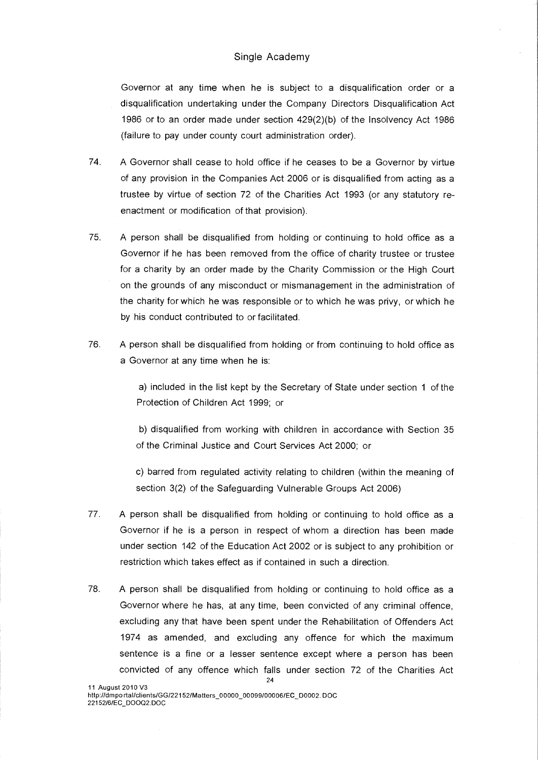Governor at any time when he is subject to a disqualification order or a disqualification undertaking under the Company Directors Disqualification Act 1986 or to an order made under section 429(2)(b) of the Insolvency Act 1986 (failure to pay under county court administration order).

74. A Governor shall cease to hold office if he ceases to be a Governor by virtue of any provision in the Companies Act 2006 or is disqualified from acting as a trustee by virtue of section 72 of the Charities Act 1993 (or any statutory re-enactment or modification of that provision).

75. A person shall be disqualified from holding or continuing to hold office as a Governor if he has been removed from the office of charity trustee or trustee for a charity by an order made by the Charity Commission or the High Court on the grounds of any misconduct or mismanagement in the administration of the charity for which he was responsible or to which he was privy, or which he by his conduct contributed to or facilitated.

76. A person shall be disqualified from holding or from continuing to hold office as a Governor at any time when he is:

    a) included in the list kept by the Secretary of State under section 1 of the Protection of Children Act 1999; or

    b) disqualified from working with children in accordance with Section 35 of the Criminal Justice and Court Services Act 2000; or

    c) barred from regulated activity relating to children (within the meaning of section 3(2) of the Safeguarding Vulnerable Groups Act 2006)

77. A person shall be disqualified from holding or continuing to hold office as a Governor if he is a person in respect of whom a direction has been made under section 142 of the Education Act 2002 or is subject to any prohibition or restriction which takes effect as if contained in such a direction.

78. A person shall be disqualified from holding or continuing to hold office as a Governor where he has, at any time, been convicted of any criminal offence, excluding any that have been spent under the Rehabilitation of Offenders Act 1974 as amended, and excluding any offence for which the maximum sentence is a fine or a lesser sentence except where a person has been convicted of any offence which falls under section 72 of the Charities Act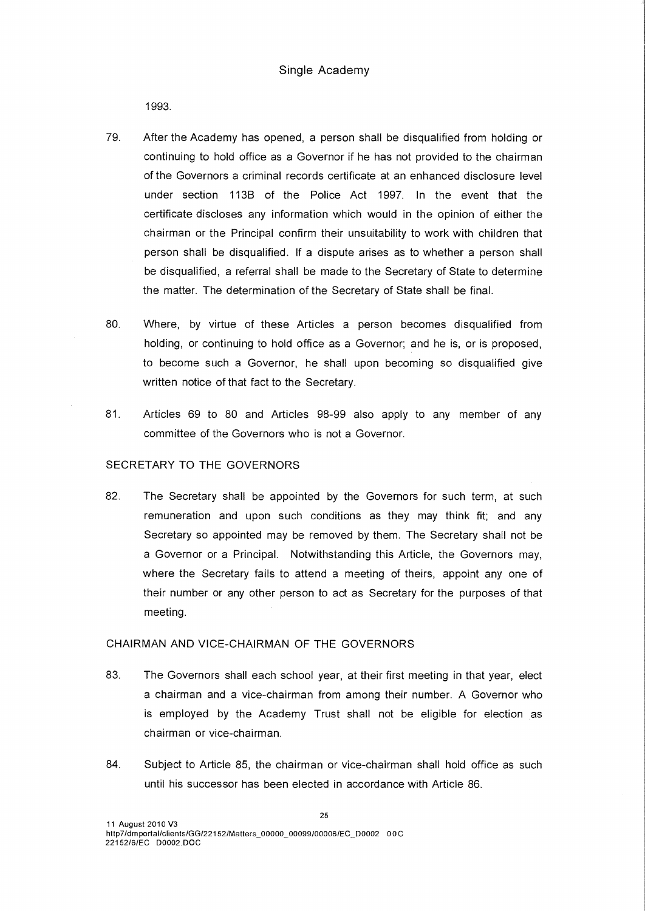1993.

79. After the Academy has opened, a person shall be disqualified from holding or continuing to hold office as a Governor if he has not provided to the chairman of the Governors a criminal records certificate at an enhanced disclosure level under section 113B of the Police Act 1997. In the event that the certificate discloses any information which would in the opinion of either the chairman or the Principal confirm their unsuitability to work with children that person shall be disqualified. If a dispute arises as to whether a person shall be disqualified, a referral shall be made to the Secretary of State to determine the matter. The determination of the Secretary of State shall be final.

80. Where, by virtue of these Articles a person becomes disqualified from holding, or continuing to hold office as a Governor; and he is, or is proposed, to become such a Governor, he shall upon becoming so disqualified give written notice of that fact to the Secretary.

81. Articles 69 to 80 and Articles 98-99 also apply to any member of any committee of the Governors who is not a Governor.

## SECRETARY TO THE GOVERNORS

82. The Secretary shall be appointed by the Governors for such term, at such remuneration and upon such conditions as they may think fit; and any Secretary so appointed may be removed by them. The Secretary shall not be a Governor or a Principal. Notwithstanding this Article, the Governors may, where the Secretary fails to attend a meeting of theirs, appoint any one of their number or any other person to act as Secretary for the purposes of that meeting.

## CHAIRMAN AND VICE-CHAIRMAN OF THE GOVERNORS

83. The Governors shall each school year, at their first meeting in that year, elect a chairman and a vice-chairman from among their number. A Governor who is employed by the Academy Trust shall not be eligible for election as chairman or vice-chairman.

84. Subject to Article 85, the chairman or vice-chairman shall hold office as such until his successor has been elected in accordance with Article 86.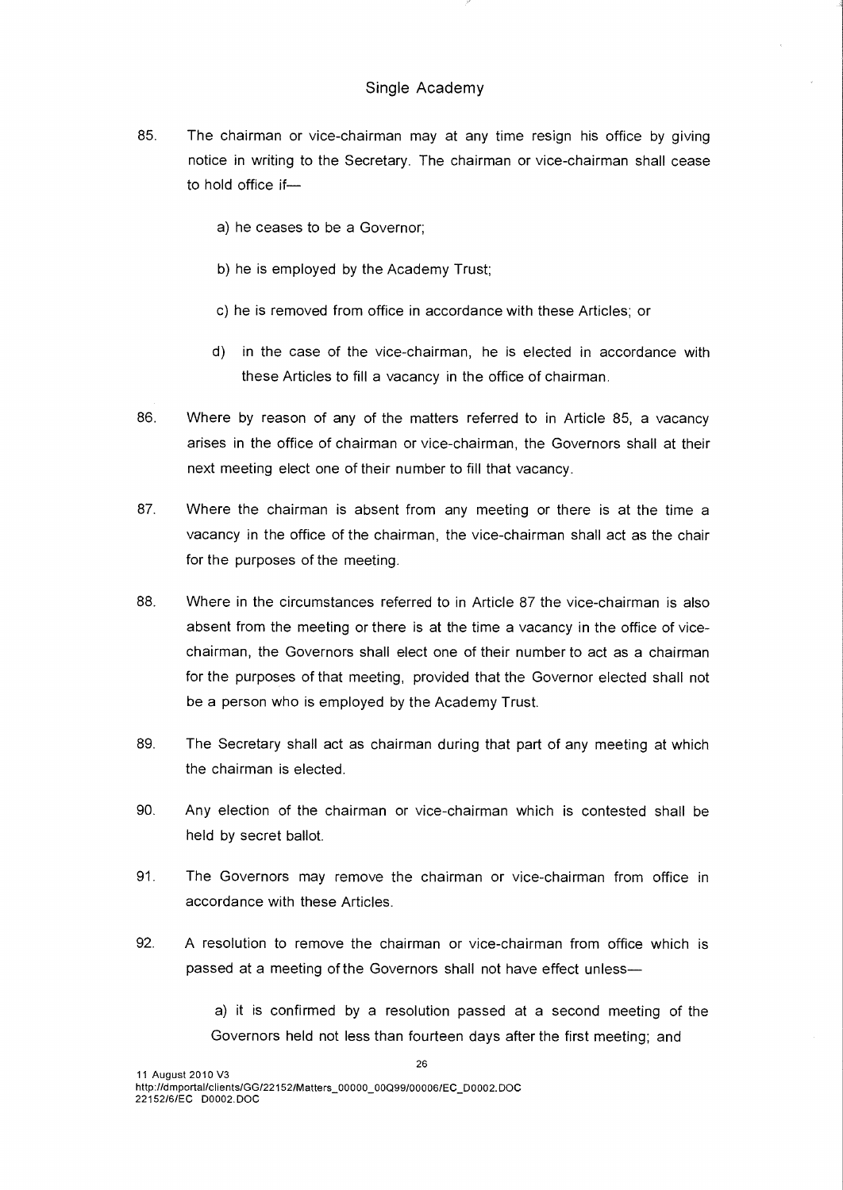85. The chairman or vice-chairman may at any time resign his office by giving notice in writing to the Secretary. The chairman or vice-chairman shall cease to hold office if—

    a) he ceases to be a Governor;

    b) he is employed by the Academy Trust;

    c) he is removed from office in accordance with these Articles; or

    d) in the case of the vice-chairman, he is elected in accordance with these Articles to fill a vacancy in the office of chairman.

86. Where by reason of any of the matters referred to in Article 85, a vacancy arises in the office of chairman or vice-chairman, the Governors shall at their next meeting elect one of their number to fill that vacancy.

87. Where the chairman is absent from any meeting or there is at the time a vacancy in the office of the chairman, the vice-chairman shall act as the chair for the purposes of the meeting.

88. Where in the circumstances referred to in Article 87 the vice-chairman is also absent from the meeting or there is at the time a vacancy in the office of vice-chairman, the Governors shall elect one of their number to act as a chairman for the purposes of that meeting, provided that the Governor elected shall not be a person who is employed by the Academy Trust.

89. The Secretary shall act as chairman during that part of any meeting at which the chairman is elected.

90. Any election of the chairman or vice-chairman which is contested shall be held by secret ballot.

91. The Governors may remove the chairman or vice-chairman from office in accordance with these Articles.

92. A resolution to remove the chairman or vice-chairman from office which is passed at a meeting of the Governors shall not have effect unless—

    a) it is confirmed by a resolution passed at a second meeting of the Governors held not less than fourteen days after the first meeting; and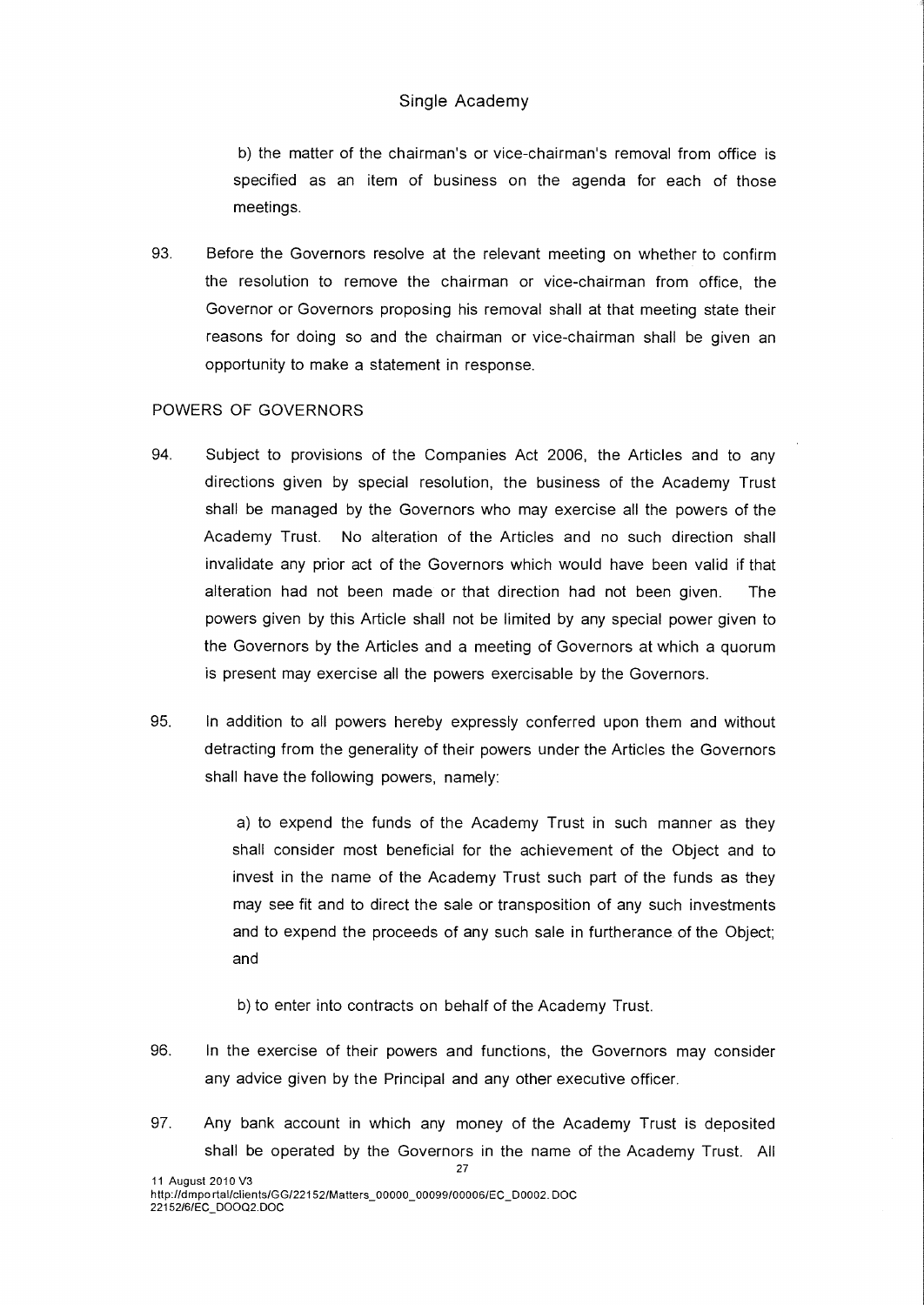b) the matter of the chairman's or vice-chairman's removal from office is specified as an item of business on the agenda for each of those meetings.

93. Before the Governors resolve at the relevant meeting on whether to confirm the resolution to remove the chairman or vice-chairman from office, the Governor or Governors proposing his removal shall at that meeting state their reasons for doing so and the chairman or vice-chairman shall be given an opportunity to make a statement in response.

## POWERS OF GOVERNORS

94. Subject to provisions of the Companies Act 2006, the Articles and to any directions given by special resolution, the business of the Academy Trust shall be managed by the Governors who may exercise all the powers of the Academy Trust. No alteration of the Articles and no such direction shall invalidate any prior act of the Governors which would have been valid if that alteration had not been made or that direction had not been given. The powers given by this Article shall not be limited by any special power given to the Governors by the Articles and a meeting of Governors at which a quorum is present may exercise all the powers exercisable by the Governors.

95. In addition to all powers hereby expressly conferred upon them and without detracting from the generality of their powers under the Articles the Governors shall have the following powers, namely:

    a) to expend the funds of the Academy Trust in such manner as they shall consider most beneficial for the achievement of the Object and to invest in the name of the Academy Trust such part of the funds as they may see fit and to direct the sale or transposition of any such investments and to expend the proceeds of any such sale in furtherance of the Object; and

    b) to enter into contracts on behalf of the Academy Trust.

96. In the exercise of their powers and functions, the Governors may consider any advice given by the Principal and any other executive officer.

97. Any bank account in which any money of the Academy Trust is deposited shall be operated by the Governors in the name of the Academy Trust. All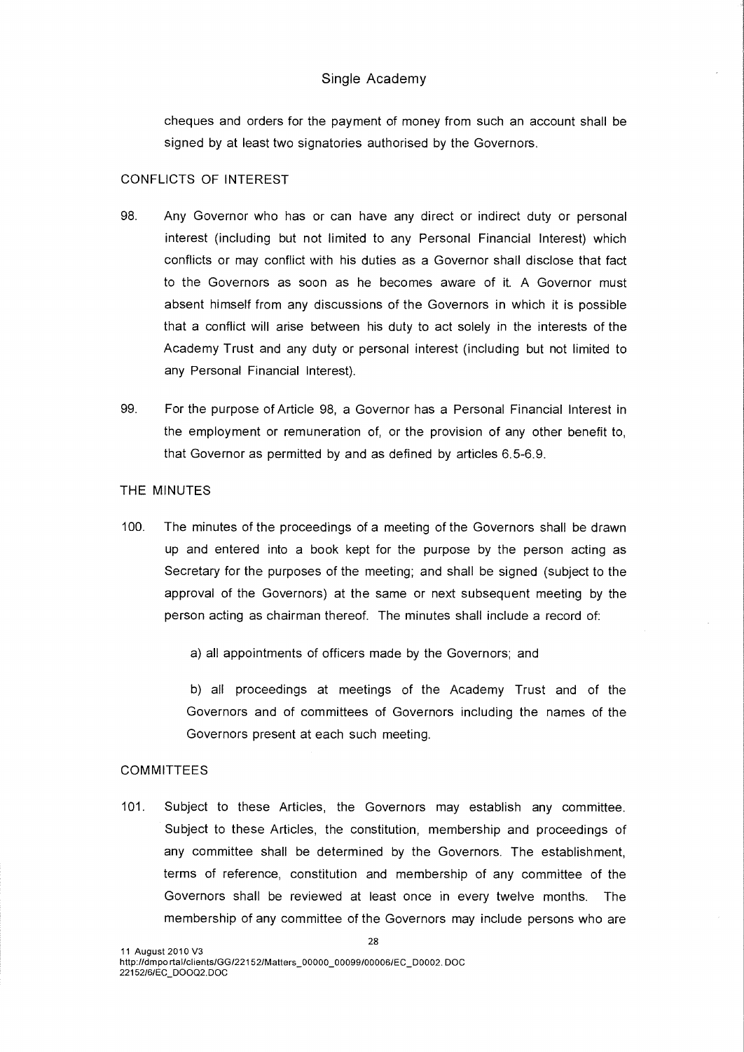cheques and orders for the payment of money from such an account shall be signed by at least two signatories authorised by the Governors.

## CONFLICTS OF INTEREST

98. Any Governor who has or can have any direct or indirect duty or personal interest (including but not limited to any Personal Financial Interest) which conflicts or may conflict with his duties as a Governor shall disclose that fact to the Governors as soon as he becomes aware of it. A Governor must absent himself from any discussions of the Governors in which it is possible that a conflict will arise between his duty to act solely in the interests of the Academy Trust and any duty or personal interest (including but not limited to any Personal Financial Interest).

99. For the purpose of Article 98, a Governor has a Personal Financial Interest in the employment or remuneration of, or the provision of any other benefit to, that Governor as permitted by and as defined by articles 6.5-6.9.

## THE MINUTES

100. The minutes of the proceedings of a meeting of the Governors shall be drawn up and entered into a book kept for the purpose by the person acting as Secretary for the purposes of the meeting; and shall be signed (subject to the approval of the Governors) at the same or next subsequent meeting by the person acting as chairman thereof. The minutes shall include a record of:

    a) all appointments of officers made by the Governors; and

    b) all proceedings at meetings of the Academy Trust and of the Governors and of committees of Governors including the names of the Governors present at each such meeting.

## COMMITTEES

101. Subject to these Articles, the Governors may establish any committee. Subject to these Articles, the constitution, membership and proceedings of any committee shall be determined by the Governors. The establishment, terms of reference, constitution and membership of any committee of the Governors shall be reviewed at least once in every twelve months. The membership of any committee of the Governors may include persons who are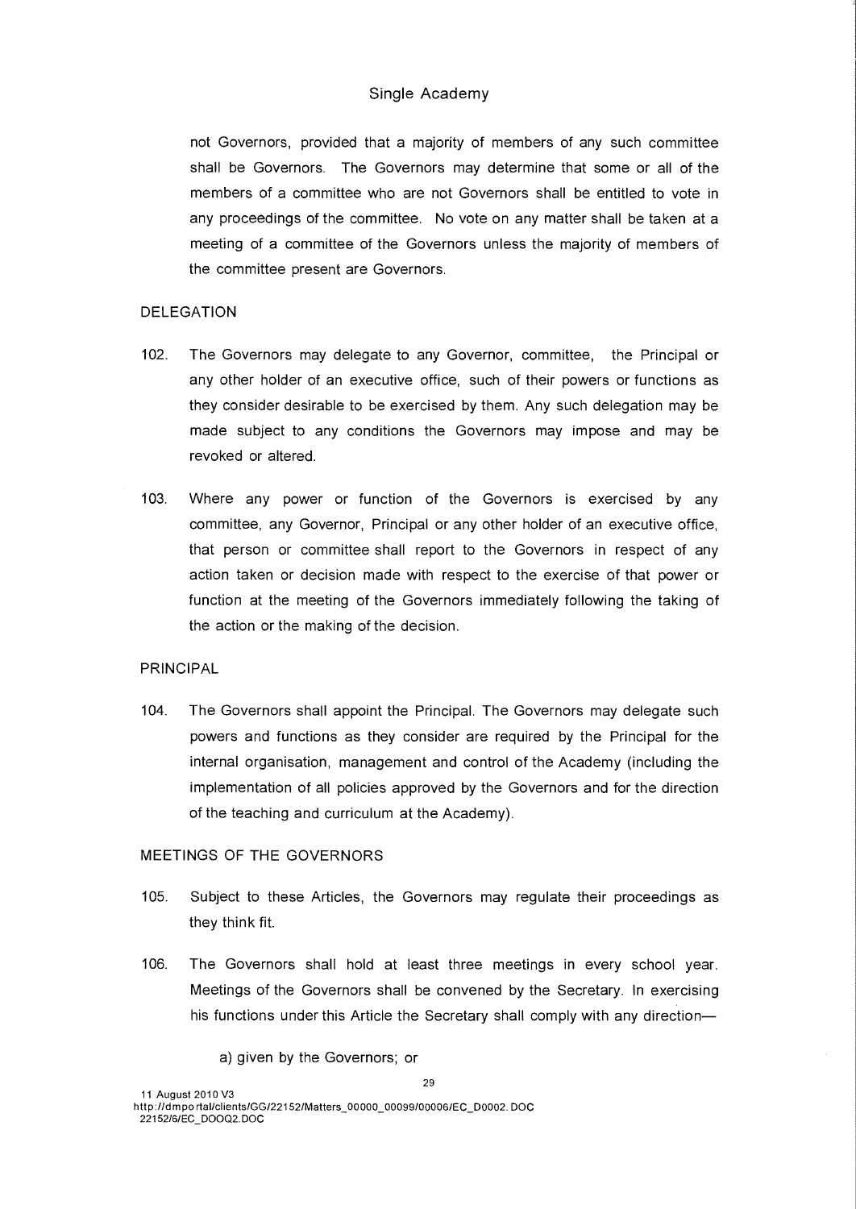not Governors, provided that a majority of members of any such committee shall be Governors. The Governors may determine that some or all of the members of a committee who are not Governors shall be entitled to vote in any proceedings of the committee. No vote on any matter shall be taken at a meeting of a committee of the Governors unless the majority of members of the committee present are Governors.

## DELEGATION

102. The Governors may delegate to any Governor, committee, the Principal or any other holder of an executive office, such of their powers or functions as they consider desirable to be exercised by them. Any such delegation may be made subject to any conditions the Governors may impose and may be revoked or altered.

103. Where any power or function of the Governors is exercised by any committee, any Governor, Principal or any other holder of an executive office, that person or committee shall report to the Governors in respect of any action taken or decision made with respect to the exercise of that power or function at the meeting of the Governors immediately following the taking of the action or the making of the decision.

## PRINCIPAL

104. The Governors shall appoint the Principal. The Governors may delegate such powers and functions as they consider are required by the Principal for the internal organisation, management and control of the Academy (including the implementation of all policies approved by the Governors and for the direction of the teaching and curriculum at the Academy).

## MEETINGS OF THE GOVERNORS

105. Subject to these Articles, the Governors may regulate their proceedings as they think fit.

106. The Governors shall hold at least three meetings in every school year. Meetings of the Governors shall be convened by the Secretary. In exercising his functions under this Article the Secretary shall comply with any direction—

    a) given by the Governors; or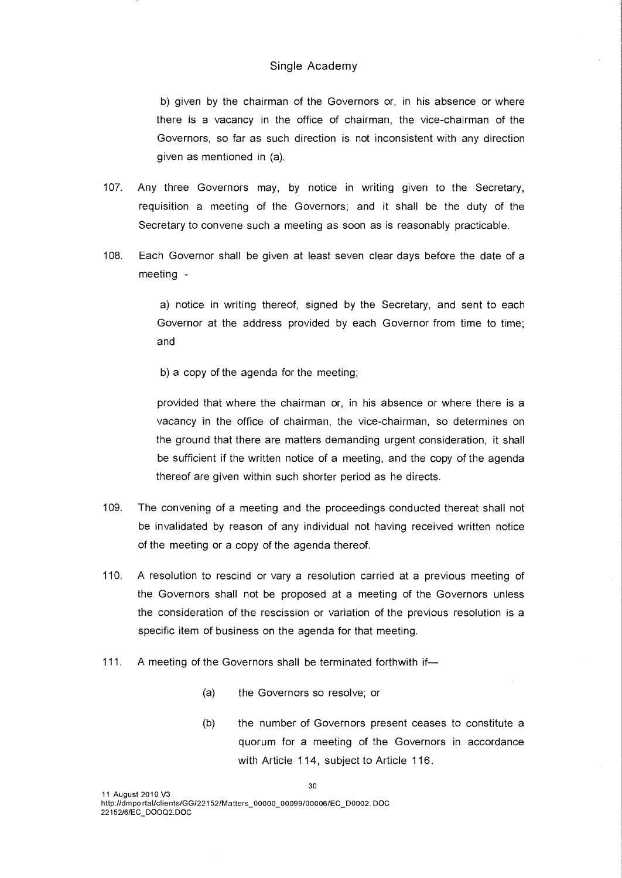b) given by the chairman of the Governors or, in his absence or where there is a vacancy in the office of chairman, the vice-chairman of the Governors, so far as such direction is not inconsistent with any direction given as mentioned in (a).

107. Any three Governors may, by notice in writing given to the Secretary, requisition a meeting of the Governors; and it shall be the duty of the Secretary to convene such a meeting as soon as is reasonably practicable.

108. Each Governor shall be given at least seven clear days before the date of a meeting -

a) notice in writing thereof, signed by the Secretary, and sent to each Governor at the address provided by each Governor from time to time; and

b) a copy of the agenda for the meeting;

provided that where the chairman or, in his absence or where there is a vacancy in the office of chairman, the vice-chairman, so determines on the ground that there are matters demanding urgent consideration, it shall be sufficient if the written notice of a meeting, and the copy of the agenda thereof are given within such shorter period as he directs.

109. The convening of a meeting and the proceedings conducted thereat shall not be invalidated by reason of any individual not having received written notice of the meeting or a copy of the agenda thereof.

110. A resolution to rescind or vary a resolution carried at a previous meeting of the Governors shall not be proposed at a meeting of the Governors unless the consideration of the rescission or variation of the previous resolution is a specific item of business on the agenda for that meeting.

111. A meeting of the Governors shall be terminated forthwith if—

(a) the Governors so resolve; or

(b) the number of Governors present ceases to constitute a quorum for a meeting of the Governors in accordance with Article 114, subject to Article 116.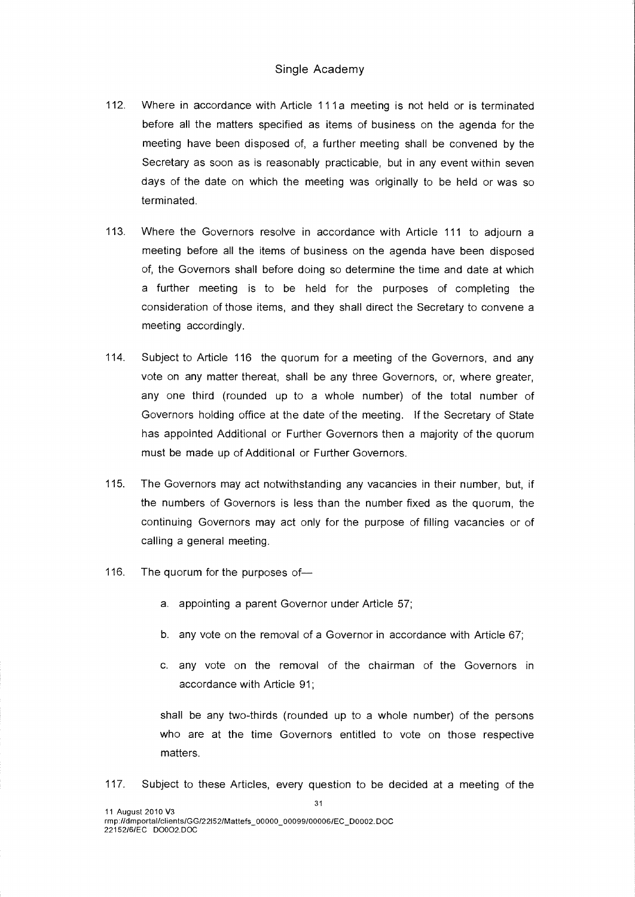112. Where in accordance with Article 111a meeting is not held or is terminated before all the matters specified as items of business on the agenda for the meeting have been disposed of, a further meeting shall be convened by the Secretary as soon as is reasonably practicable, but in any event within seven days of the date on which the meeting was originally to be held or was so terminated.

113. Where the Governors resolve in accordance with Article 111 to adjourn a meeting before all the items of business on the agenda have been disposed of, the Governors shall before doing so determine the time and date at which a further meeting is to be held for the purposes of completing the consideration of those items, and they shall direct the Secretary to convene a meeting accordingly.

114. Subject to Article 116 the quorum for a meeting of the Governors, and any vote on any matter thereat, shall be any three Governors, or, where greater, any one third (rounded up to a whole number) of the total number of Governors holding office at the date of the meeting. If the Secretary of State has appointed Additional or Further Governors then a majority of the quorum must be made up of Additional or Further Governors.

115. The Governors may act notwithstanding any vacancies in their number, but, if the numbers of Governors is less than the number fixed as the quorum, the continuing Governors may act only for the purpose of filling vacancies or of calling a general meeting.

116. The quorum for the purposes of—

    a. appointing a parent Governor under Article 57;

    b. any vote on the removal of a Governor in accordance with Article 67;

    c. any vote on the removal of the chairman of the Governors in accordance with Article 91;

    shall be any two-thirds (rounded up to a whole number) of the persons who are at the time Governors entitled to vote on those respective matters.

117. Subject to these Articles, every question to be decided at a meeting of the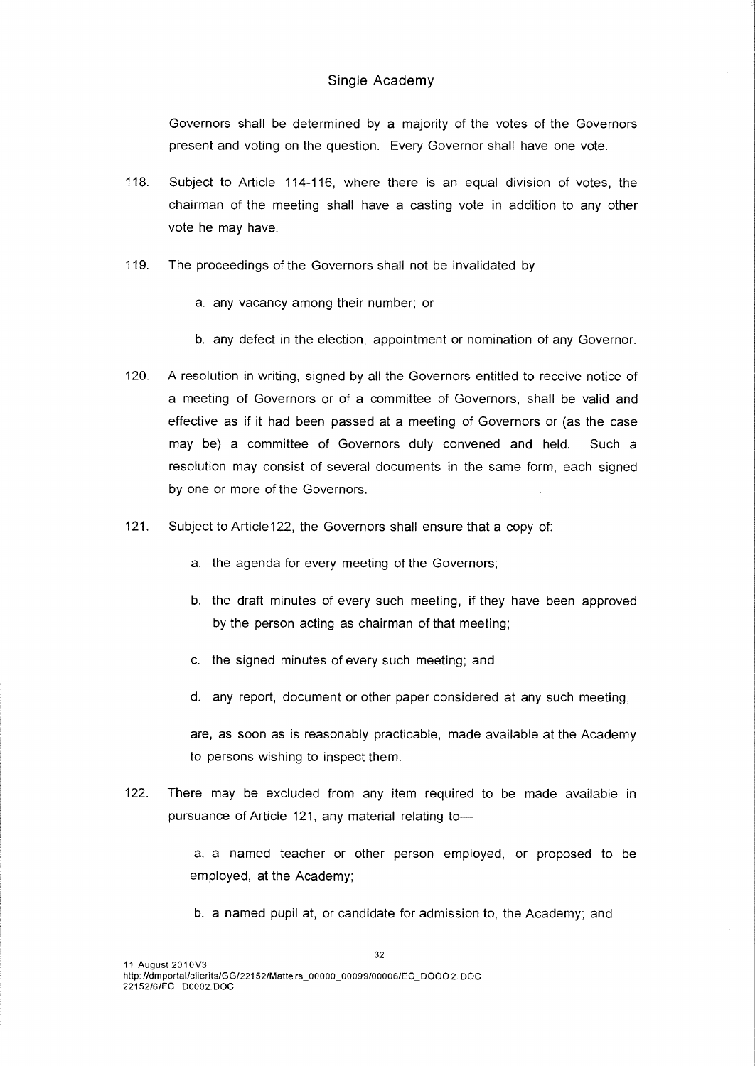Governors shall be determined by a majority of the votes of the Governors present and voting on the question. Every Governor shall have one vote.

118. Subject to Article 114-116, where there is an equal division of votes, the chairman of the meeting shall have a casting vote in addition to any other vote he may have.

119. The proceedings of the Governors shall not be invalidated by

    a. any vacancy among their number; or

    b. any defect in the election, appointment or nomination of any Governor.

120. A resolution in writing, signed by all the Governors entitled to receive notice of a meeting of Governors or of a committee of Governors, shall be valid and effective as if it had been passed at a meeting of Governors or (as the case may be) a committee of Governors duly convened and held. Such a resolution may consist of several documents in the same form, each signed by one or more of the Governors.

121. Subject to Article122, the Governors shall ensure that a copy of:

    a. the agenda for every meeting of the Governors;

    b. the draft minutes of every such meeting, if they have been approved by the person acting as chairman of that meeting;

    c. the signed minutes of every such meeting; and

    d. any report, document or other paper considered at any such meeting,

    are, as soon as is reasonably practicable, made available at the Academy to persons wishing to inspect them.

122. There may be excluded from any item required to be made available in pursuance of Article 121, any material relating to—

    a. a named teacher or other person employed, or proposed to be employed, at the Academy;

    b. a named pupil at, or candidate for admission to, the Academy; and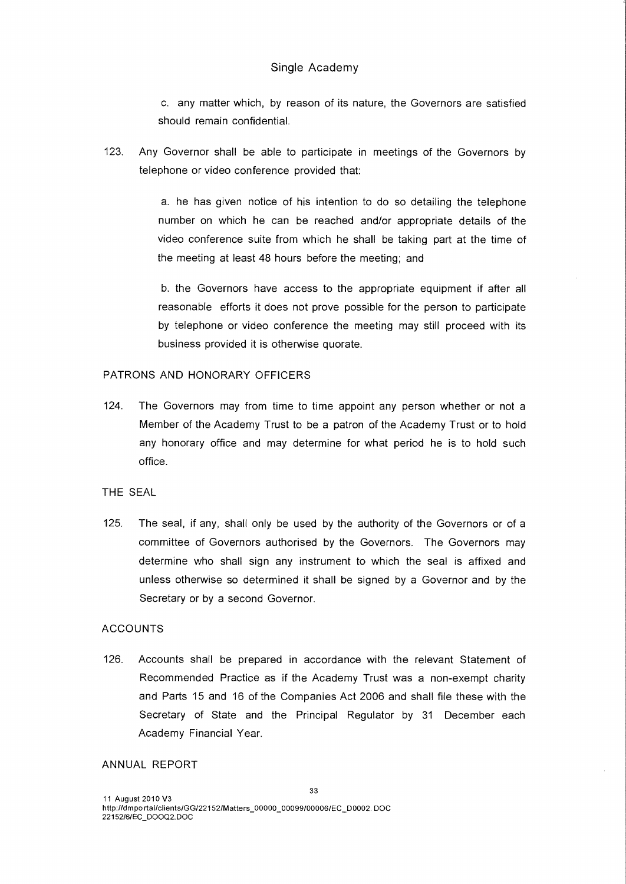c. any matter which, by reason of its nature, the Governors are satisfied should remain confidential.

123. Any Governor shall be able to participate in meetings of the Governors by telephone or video conference provided that:

a. he has given notice of his intention to do so detailing the telephone number on which he can be reached and/or appropriate details of the video conference suite from which he shall be taking part at the time of the meeting at least 48 hours before the meeting; and

b. the Governors have access to the appropriate equipment if after all reasonable efforts it does not prove possible for the person to participate by telephone or video conference the meeting may still proceed with its business provided it is otherwise quorate.

## PATRONS AND HONORARY OFFICERS

124. The Governors may from time to time appoint any person whether or not a Member of the Academy Trust to be a patron of the Academy Trust or to hold any honorary office and may determine for what period he is to hold such office.

## THE SEAL

125. The seal, if any, shall only be used by the authority of the Governors or of a committee of Governors authorised by the Governors. The Governors may determine who shall sign any instrument to which the seal is affixed and unless otherwise so determined it shall be signed by a Governor and by the Secretary or by a second Governor.

## ACCOUNTS

126. Accounts shall be prepared in accordance with the relevant Statement of Recommended Practice as if the Academy Trust was a non-exempt charity and Parts 15 and 16 of the Companies Act 2006 and shall file these with the Secretary of State and the Principal Regulator by 31 December each Academy Financial Year.

## ANNUAL REPORT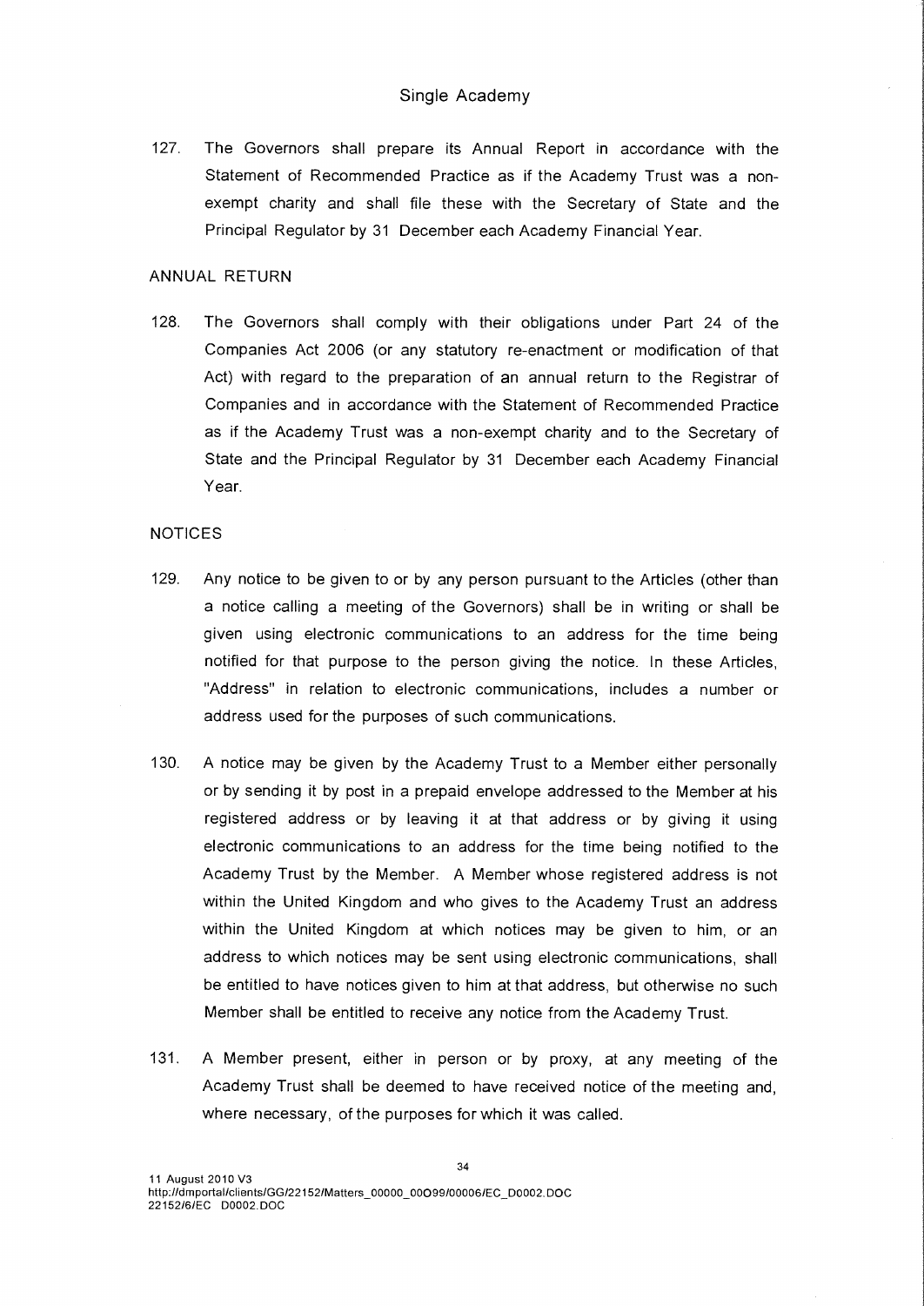127. The Governors shall prepare its Annual Report in accordance with the Statement of Recommended Practice as if the Academy Trust was a non-exempt charity and shall file these with the Secretary of State and the Principal Regulator by 31 December each Academy Financial Year.

## ANNUAL RETURN

128. The Governors shall comply with their obligations under Part 24 of the Companies Act 2006 (or any statutory re-enactment or modification of that Act) with regard to the preparation of an annual return to the Registrar of Companies and in accordance with the Statement of Recommended Practice as if the Academy Trust was a non-exempt charity and to the Secretary of State and the Principal Regulator by 31 December each Academy Financial Year.

## NOTICES

129. Any notice to be given to or by any person pursuant to the Articles (other than a notice calling a meeting of the Governors) shall be in writing or shall be given using electronic communications to an address for the time being notified for that purpose to the person giving the notice. In these Articles, "Address" in relation to electronic communications, includes a number or address used for the purposes of such communications.

130. A notice may be given by the Academy Trust to a Member either personally or by sending it by post in a prepaid envelope addressed to the Member at his registered address or by leaving it at that address or by giving it using electronic communications to an address for the time being notified to the Academy Trust by the Member. A Member whose registered address is not within the United Kingdom and who gives to the Academy Trust an address within the United Kingdom at which notices may be given to him, or an address to which notices may be sent using electronic communications, shall be entitled to have notices given to him at that address, but otherwise no such Member shall be entitled to receive any notice from the Academy Trust.

131. A Member present, either in person or by proxy, at any meeting of the Academy Trust shall be deemed to have received notice of the meeting and, where necessary, of the purposes for which it was called.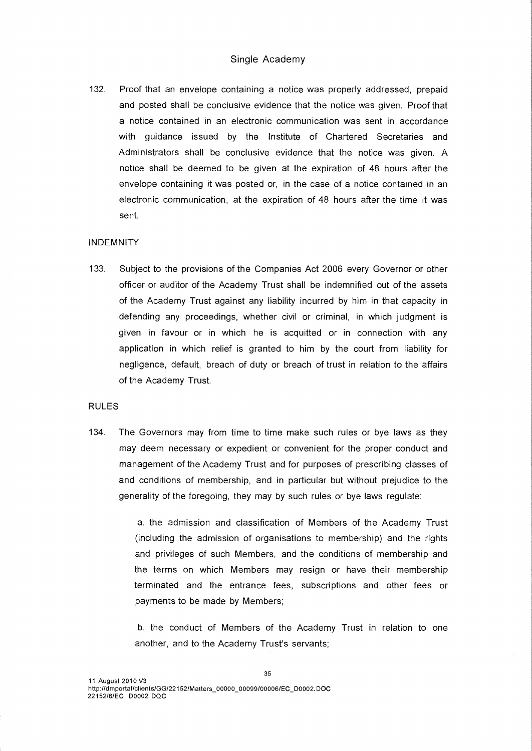132. Proof that an envelope containing a notice was properly addressed, prepaid and posted shall be conclusive evidence that the notice was given. Proof that a notice contained in an electronic communication was sent in accordance with guidance issued by the Institute of Chartered Secretaries and Administrators shall be conclusive evidence that the notice was given. A notice shall be deemed to be given at the expiration of 48 hours after the envelope containing it was posted or, in the case of a notice contained in an electronic communication, at the expiration of 48 hours after the time it was sent.

INDEMNITY

133. Subject to the provisions of the Companies Act 2006 every Governor or other officer or auditor of the Academy Trust shall be indemnified out of the assets of the Academy Trust against any liability incurred by him in that capacity in defending any proceedings, whether civil or criminal, in which judgment is given in favour or in which he is acquitted or in connection with any application in which relief is granted to him by the court from liability for negligence, default, breach of duty or breach of trust in relation to the affairs of the Academy Trust.

RULES

134. The Governors may from time to time make such rules or bye laws as they may deem necessary or expedient or convenient for the proper conduct and management of the Academy Trust and for purposes of prescribing classes of and conditions of membership, and in particular but without prejudice to the generality of the foregoing, they may by such rules or bye laws regulate:

 a. the admission and classification of Members of the Academy Trust (including the admission of organisations to membership) and the rights and privileges of such Members, and the conditions of membership and the terms on which Members may resign or have their membership terminated and the entrance fees, subscriptions and other fees or payments to be made by Members;

 b. the conduct of Members of the Academy Trust in relation to one another, and to the Academy Trust's servants;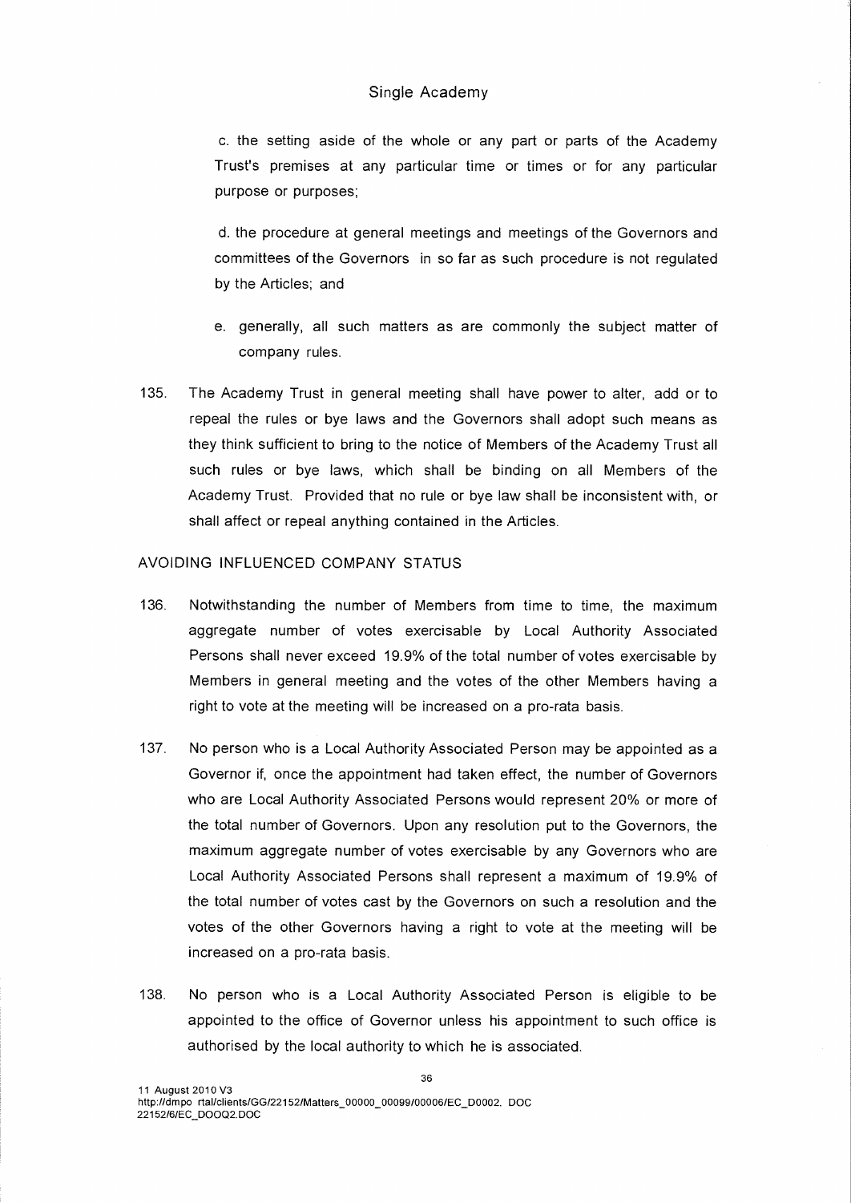c. the setting aside of the whole or any part or parts of the Academy Trust's premises at any particular time or times or for any particular purpose or purposes;

d. the procedure at general meetings and meetings of the Governors and committees of the Governors in so far as such procedure is not regulated by the Articles; and

e. generally, all such matters as are commonly the subject matter of company rules.

135. The Academy Trust in general meeting shall have power to alter, add or to repeal the rules or bye laws and the Governors shall adopt such means as they think sufficient to bring to the notice of Members of the Academy Trust all such rules or bye laws, which shall be binding on all Members of the Academy Trust. Provided that no rule or bye law shall be inconsistent with, or shall affect or repeal anything contained in the Articles.

AVOIDING INFLUENCED COMPANY STATUS

136. Notwithstanding the number of Members from time to time, the maximum aggregate number of votes exercisable by Local Authority Associated Persons shall never exceed 19.9% of the total number of votes exercisable by Members in general meeting and the votes of the other Members having a right to vote at the meeting will be increased on a pro-rata basis.

137. No person who is a Local Authority Associated Person may be appointed as a Governor if, once the appointment had taken effect, the number of Governors who are Local Authority Associated Persons would represent 20% or more of the total number of Governors. Upon any resolution put to the Governors, the maximum aggregate number of votes exercisable by any Governors who are Local Authority Associated Persons shall represent a maximum of 19.9% of the total number of votes cast by the Governors on such a resolution and the votes of the other Governors having a right to vote at the meeting will be increased on a pro-rata basis.

138. No person who is a Local Authority Associated Person is eligible to be appointed to the office of Governor unless his appointment to such office is authorised by the local authority to which he is associated.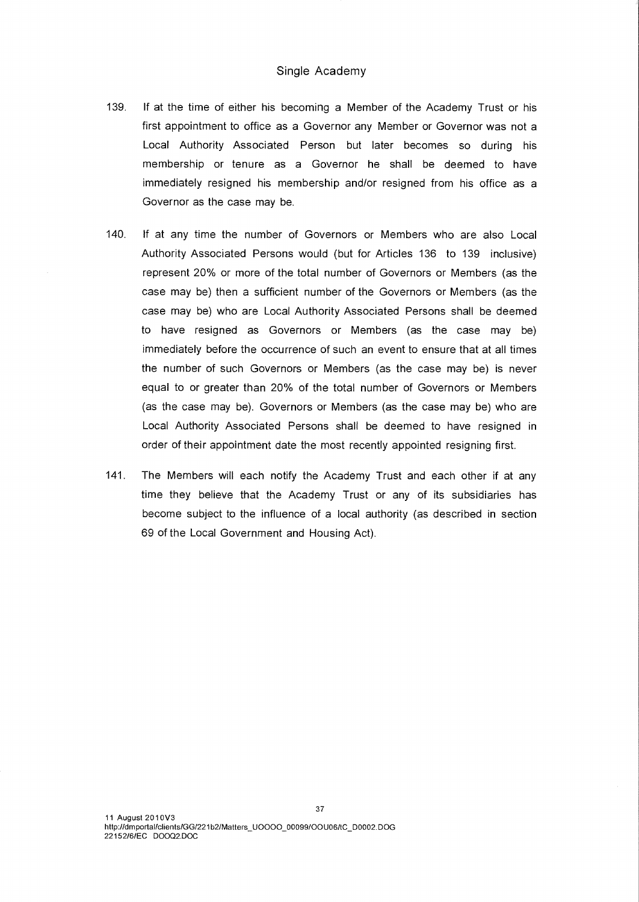## Single Academy

139. If at the time of either his becoming a Member of the Academy Trust or his first appointment to office as a Governor any Member or Governor was not a Local Authority Associated Person but later becomes so during his membership or tenure as a Governor he shall be deemed to have immediately resigned his membership and/or resigned from his office as a Governor as the case may be.

140. If at any time the number of Governors or Members who are also Local Authority Associated Persons would (but for Articles 136 to 139 inclusive) represent 20% or more of the total number of Governors or Members (as the case may be) then a sufficient number of the Governors or Members (as the case may be) who are Local Authority Associated Persons shall be deemed to have resigned as Governors or Members (as the case may be) immediately before the occurrence of such an event to ensure that at all times the number of such Governors or Members (as the case may be) is never equal to or greater than 20% of the total number of Governors or Members (as the case may be). Governors or Members (as the case may be) who are Local Authority Associated Persons shall be deemed to have resigned in order of their appointment date the most recently appointed resigning first.

141. The Members will each notify the Academy Trust and each other if at any time they believe that the Academy Trust or any of its subsidiaries has become subject to the influence of a local authority (as described in section 69 of the Local Government and Housing Act).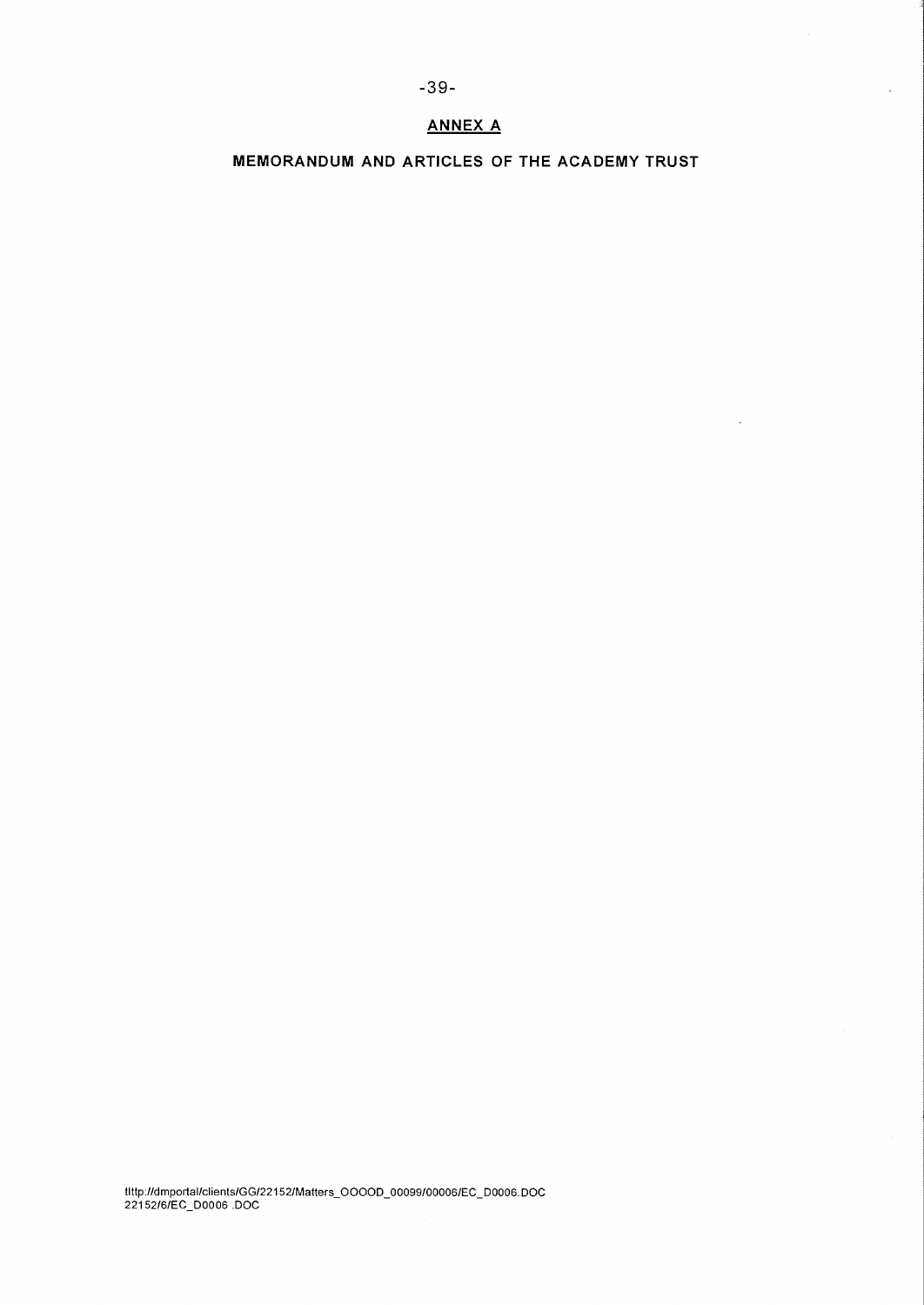## ANNEX A

## MEMORANDUM AND ARTICLES OF THE ACADEMY TRUST

tlttp://dmportal/clients/GG/22152/Matters_OOOOD_00099/00006/EC_D0006.DOC
22152/6/EC_D0006 .DOC